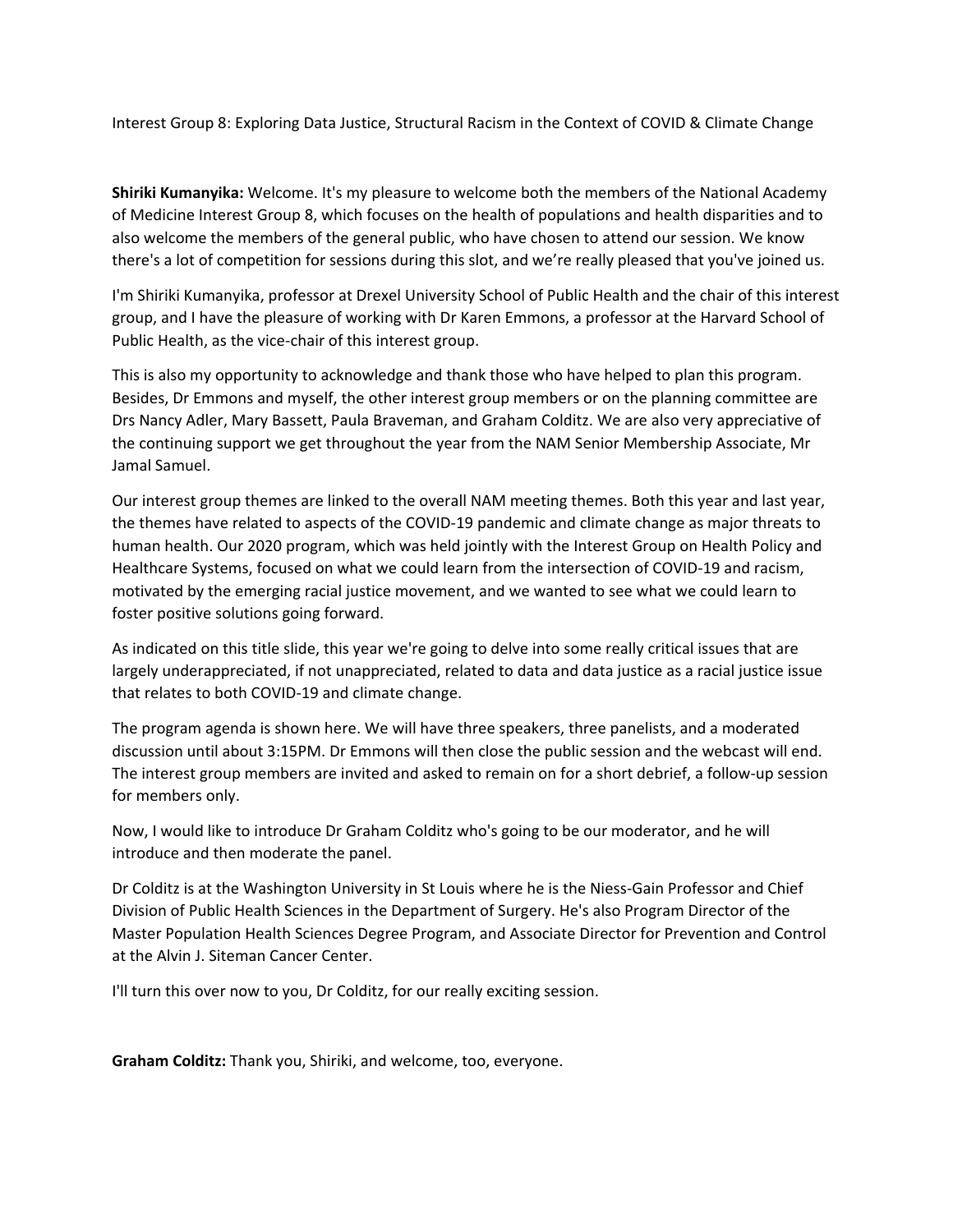Interest Group 8: Exploring Data Justice, Structural Racism in the Context of COVID & Climate Change

**Shiriki Kumanyika:** Welcome. It's my pleasure to welcome both the members of the National Academy of Medicine Interest Group 8, which focuses on the health of populations and health disparities and to also welcome the members of the general public, who have chosen to attend our session. We know there's a lot of competition for sessions during this slot, and we're really pleased that you've joined us.

I'm Shiriki Kumanyika, professor at Drexel University School of Public Health and the chair of this interest group, and I have the pleasure of working with Dr Karen Emmons, a professor at the Harvard School of Public Health, as the vice-chair of this interest group.

This is also my opportunity to acknowledge and thank those who have helped to plan this program. Besides, Dr Emmons and myself, the other interest group members or on the planning committee are Drs Nancy Adler, Mary Bassett, Paula Braveman, and Graham Colditz. We are also very appreciative of the continuing support we get throughout the year from the NAM Senior Membership Associate, Mr Jamal Samuel.

Our interest group themes are linked to the overall NAM meeting themes. Both this year and last year, the themes have related to aspects of the COVID-19 pandemic and climate change as major threats to human health. Our 2020 program, which was held jointly with the Interest Group on Health Policy and Healthcare Systems, focused on what we could learn from the intersection of COVID-19 and racism, motivated by the emerging racial justice movement, and we wanted to see what we could learn to foster positive solutions going forward.

As indicated on this title slide, this year we're going to delve into some really critical issues that are largely underappreciated, if not unappreciated, related to data and data justice as a racial justice issue that relates to both COVID-19 and climate change.

The program agenda is shown here. We will have three speakers, three panelists, and a moderated discussion until about 3:15PM. Dr Emmons will then close the public session and the webcast will end. The interest group members are invited and asked to remain on for a short debrief, a follow-up session for members only.

Now, I would like to introduce Dr Graham Colditz who's going to be our moderator, and he will introduce and then moderate the panel.

Dr Colditz is at the Washington University in St Louis where he is the Niess-Gain Professor and Chief Division of Public Health Sciences in the Department of Surgery. He's also Program Director of the Master Population Health Sciences Degree Program, and Associate Director for Prevention and Control at the Alvin J. Siteman Cancer Center.

I'll turn this over now to you, Dr Colditz, for our really exciting session.

**Graham Colditz:** Thank you, Shiriki, and welcome, too, everyone.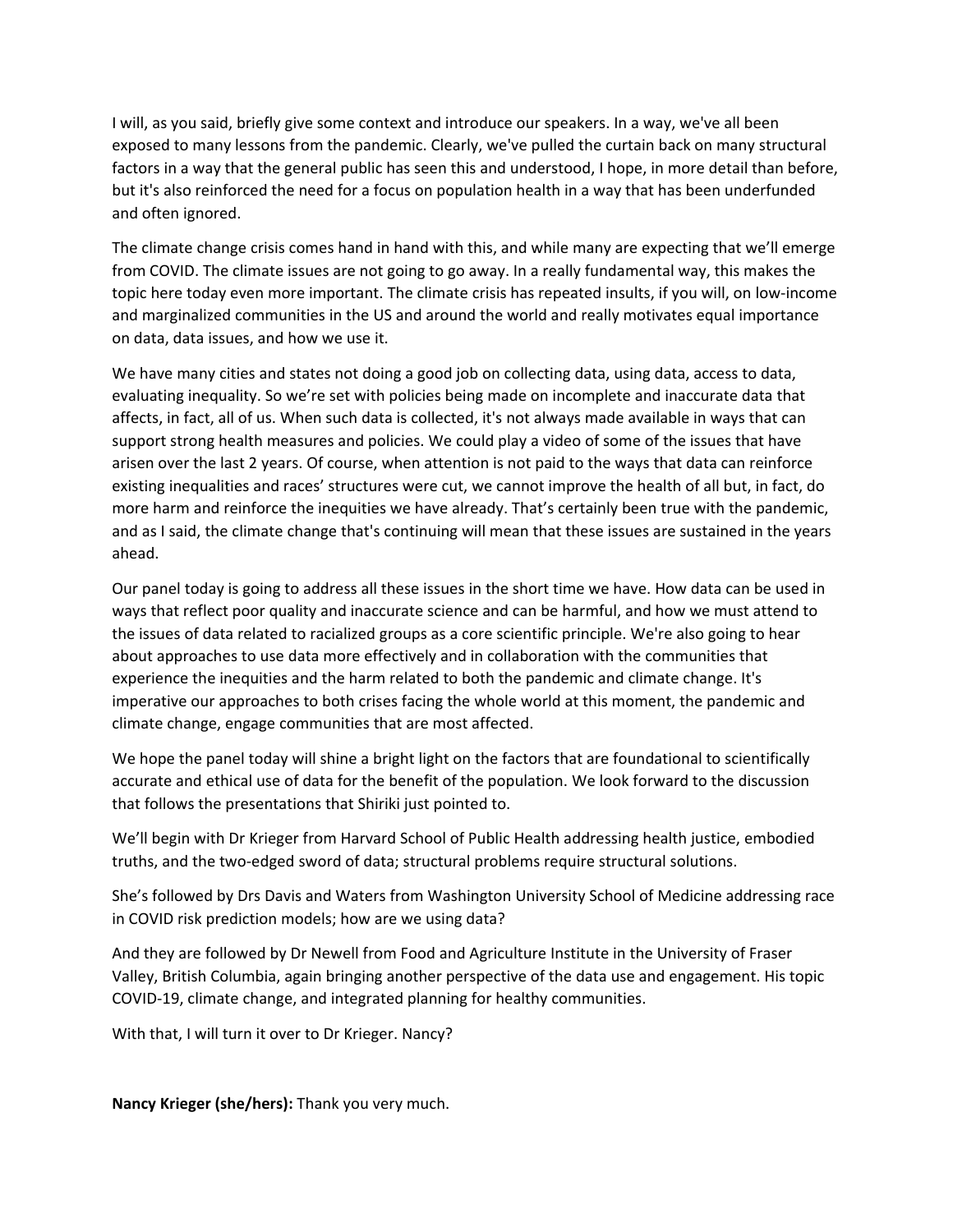I will, as you said, briefly give some context and introduce our speakers. In a way, we've all been exposed to many lessons from the pandemic. Clearly, we've pulled the curtain back on many structural factors in a way that the general public has seen this and understood, I hope, in more detail than before, but it's also reinforced the need for a focus on population health in a way that has been underfunded and often ignored.

The climate change crisis comes hand in hand with this, and while many are expecting that we'll emerge from COVID. The climate issues are not going to go away. In a really fundamental way, this makes the topic here today even more important. The climate crisis has repeated insults, if you will, on low-income and marginalized communities in the US and around the world and really motivates equal importance on data, data issues, and how we use it.

We have many cities and states not doing a good job on collecting data, using data, access to data, evaluating inequality. So we're set with policies being made on incomplete and inaccurate data that affects, in fact, all of us. When such data is collected, it's not always made available in ways that can support strong health measures and policies. We could play a video of some of the issues that have arisen over the last 2 years. Of course, when attention is not paid to the ways that data can reinforce existing inequalities and races' structures were cut, we cannot improve the health of all but, in fact, do more harm and reinforce the inequities we have already. That's certainly been true with the pandemic, and as I said, the climate change that's continuing will mean that these issues are sustained in the years ahead.

Our panel today is going to address all these issues in the short time we have. How data can be used in ways that reflect poor quality and inaccurate science and can be harmful, and how we must attend to the issues of data related to racialized groups as a core scientific principle. We're also going to hear about approaches to use data more effectively and in collaboration with the communities that experience the inequities and the harm related to both the pandemic and climate change. It's imperative our approaches to both crises facing the whole world at this moment, the pandemic and climate change, engage communities that are most affected.

We hope the panel today will shine a bright light on the factors that are foundational to scientifically accurate and ethical use of data for the benefit of the population. We look forward to the discussion that follows the presentations that Shiriki just pointed to.

We'll begin with Dr Krieger from Harvard School of Public Health addressing health justice, embodied truths, and the two-edged sword of data; structural problems require structural solutions.

She's followed by Drs Davis and Waters from Washington University School of Medicine addressing race in COVID risk prediction models; how are we using data?

And they are followed by Dr Newell from Food and Agriculture Institute in the University of Fraser Valley, British Columbia, again bringing another perspective of the data use and engagement. His topic COVID-19, climate change, and integrated planning for healthy communities.

With that, I will turn it over to Dr Krieger. Nancy?

**Nancy Krieger (she/hers):** Thank you very much.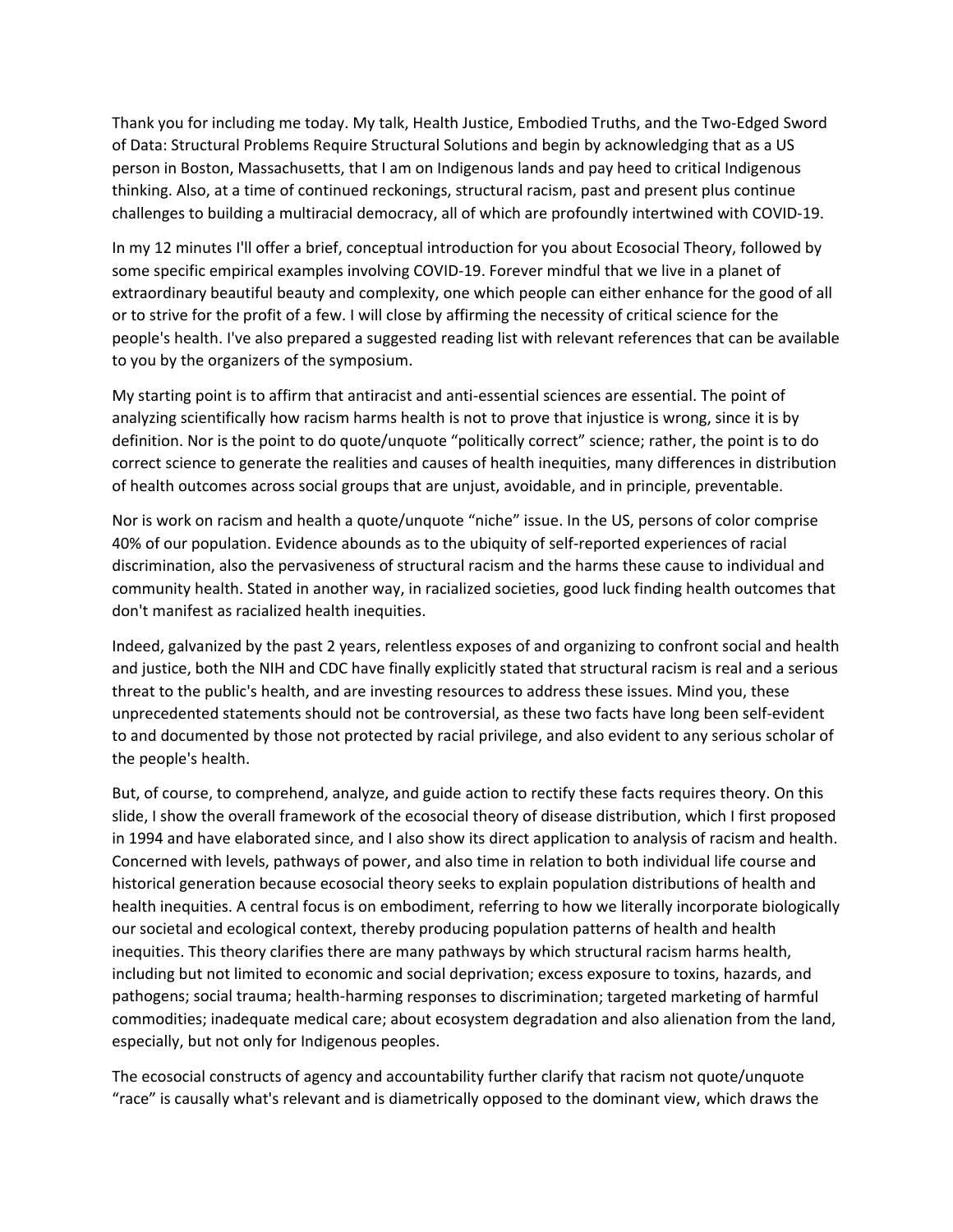Thank you for including me today. My talk, Health Justice, Embodied Truths, and the Two-Edged Sword of Data: Structural Problems Require Structural Solutions and begin by acknowledging that as a US person in Boston, Massachusetts, that I am on Indigenous lands and pay heed to critical Indigenous thinking. Also, at a time of continued reckonings, structural racism, past and present plus continue challenges to building a multiracial democracy, all of which are profoundly intertwined with COVID-19.

In my 12 minutes I'll offer a brief, conceptual introduction for you about Ecosocial Theory, followed by some specific empirical examples involving COVID-19. Forever mindful that we live in a planet of extraordinary beautiful beauty and complexity, one which people can either enhance for the good of all or to strive for the profit of a few. I will close by affirming the necessity of critical science for the people's health. I've also prepared a suggested reading list with relevant references that can be available to you by the organizers of the symposium.

My starting point is to affirm that antiracist and anti-essential sciences are essential. The point of analyzing scientifically how racism harms health is not to prove that injustice is wrong, since it is by definition. Nor is the point to do quote/unquote "politically correct" science; rather, the point is to do correct science to generate the realities and causes of health inequities, many differences in distribution of health outcomes across social groups that are unjust, avoidable, and in principle, preventable.

Nor is work on racism and health a quote/unquote "niche" issue. In the US, persons of color comprise 40% of our population. Evidence abounds as to the ubiquity of self-reported experiences of racial discrimination, also the pervasiveness of structural racism and the harms these cause to individual and community health. Stated in another way, in racialized societies, good luck finding health outcomes that don't manifest as racialized health inequities.

Indeed, galvanized by the past 2 years, relentless exposes of and organizing to confront social and health and justice, both the NIH and CDC have finally explicitly stated that structural racism is real and a serious threat to the public's health, and are investing resources to address these issues. Mind you, these unprecedented statements should not be controversial, as these two facts have long been self-evident to and documented by those not protected by racial privilege, and also evident to any serious scholar of the people's health.

But, of course, to comprehend, analyze, and guide action to rectify these facts requires theory. On this slide, I show the overall framework of the ecosocial theory of disease distribution, which I first proposed in 1994 and have elaborated since, and I also show its direct application to analysis of racism and health. Concerned with levels, pathways of power, and also time in relation to both individual life course and historical generation because ecosocial theory seeks to explain population distributions of health and health inequities. A central focus is on embodiment, referring to how we literally incorporate biologically our societal and ecological context, thereby producing population patterns of health and health inequities. This theory clarifies there are many pathways by which structural racism harms health, including but not limited to economic and social deprivation; excess exposure to toxins, hazards, and pathogens; social trauma; health-harming responses to discrimination; targeted marketing of harmful commodities; inadequate medical care; about ecosystem degradation and also alienation from the land, especially, but not only for Indigenous peoples.

The ecosocial constructs of agency and accountability further clarify that racism not quote/unquote "race" is causally what's relevant and is diametrically opposed to the dominant view, which draws the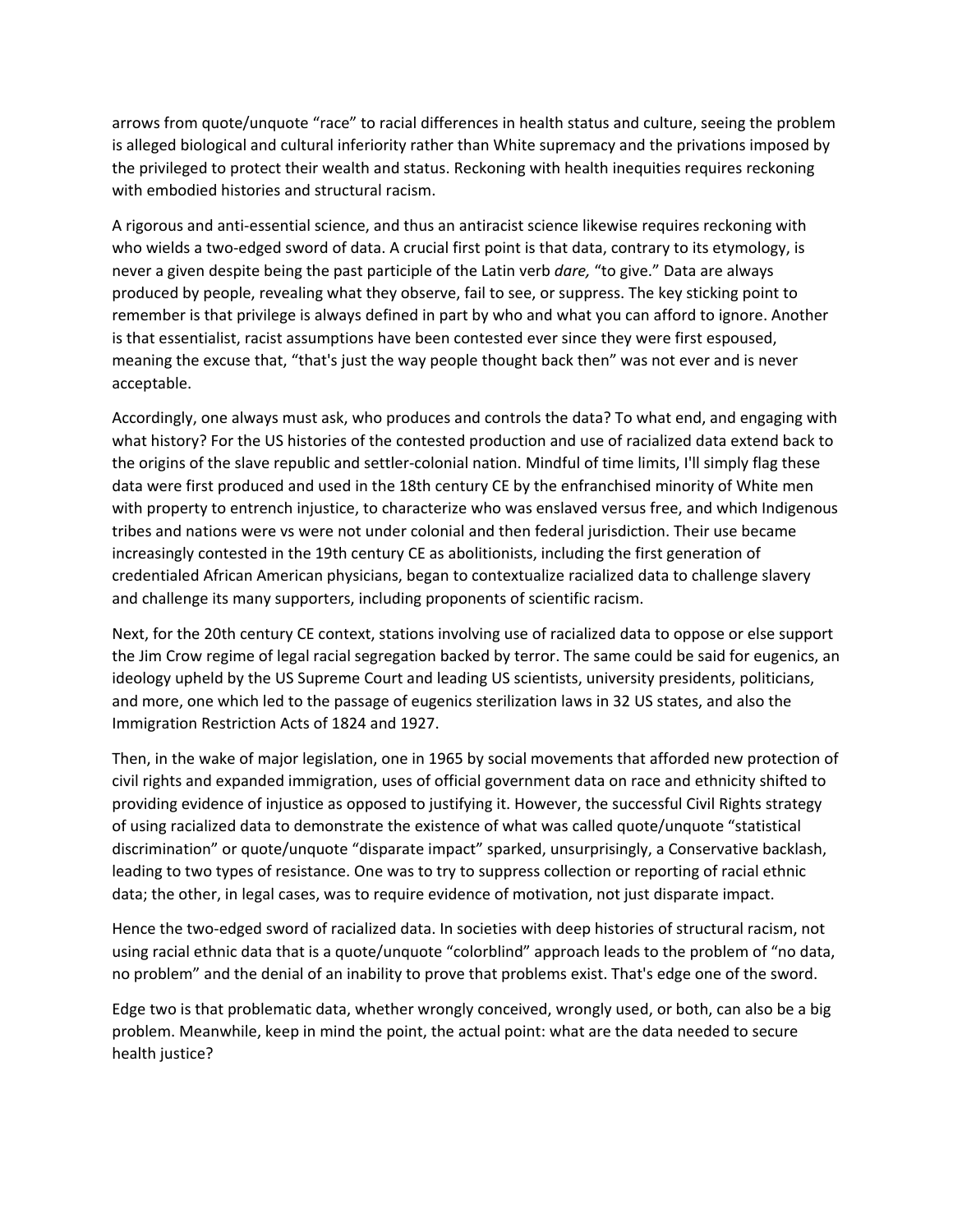arrows from quote/unquote "race" to racial differences in health status and culture, seeing the problem is alleged biological and cultural inferiority rather than White supremacy and the privations imposed by the privileged to protect their wealth and status. Reckoning with health inequities requires reckoning with embodied histories and structural racism.

A rigorous and anti-essential science, and thus an antiracist science likewise requires reckoning with who wields a two-edged sword of data. A crucial first point is that data, contrary to its etymology, is never a given despite being the past participle of the Latin verb *dare,* "to give." Data are always produced by people, revealing what they observe, fail to see, or suppress. The key sticking point to remember is that privilege is always defined in part by who and what you can afford to ignore. Another is that essentialist, racist assumptions have been contested ever since they were first espoused, meaning the excuse that, "that's just the way people thought back then" was not ever and is never acceptable.

Accordingly, one always must ask, who produces and controls the data? To what end, and engaging with what history? For the US histories of the contested production and use of racialized data extend back to the origins of the slave republic and settler-colonial nation. Mindful of time limits, I'll simply flag these data were first produced and used in the 18th century CE by the enfranchised minority of White men with property to entrench injustice, to characterize who was enslaved versus free, and which Indigenous tribes and nations were vs were not under colonial and then federal jurisdiction. Their use became increasingly contested in the 19th century CE as abolitionists, including the first generation of credentialed African American physicians, began to contextualize racialized data to challenge slavery and challenge its many supporters, including proponents of scientific racism.

Next, for the 20th century CE context, stations involving use of racialized data to oppose or else support the Jim Crow regime of legal racial segregation backed by terror. The same could be said for eugenics, an ideology upheld by the US Supreme Court and leading US scientists, university presidents, politicians, and more, one which led to the passage of eugenics sterilization laws in 32 US states, and also the Immigration Restriction Acts of 1824 and 1927.

Then, in the wake of major legislation, one in 1965 by social movements that afforded new protection of civil rights and expanded immigration, uses of official government data on race and ethnicity shifted to providing evidence of injustice as opposed to justifying it. However, the successful Civil Rights strategy of using racialized data to demonstrate the existence of what was called quote/unquote "statistical discrimination" or quote/unquote "disparate impact" sparked, unsurprisingly, a Conservative backlash, leading to two types of resistance. One was to try to suppress collection or reporting of racial ethnic data; the other, in legal cases, was to require evidence of motivation, not just disparate impact.

Hence the two-edged sword of racialized data. In societies with deep histories of structural racism, not using racial ethnic data that is a quote/unquote "colorblind" approach leads to the problem of "no data, no problem" and the denial of an inability to prove that problems exist. That's edge one of the sword.

Edge two is that problematic data, whether wrongly conceived, wrongly used, or both, can also be a big problem. Meanwhile, keep in mind the point, the actual point: what are the data needed to secure health justice?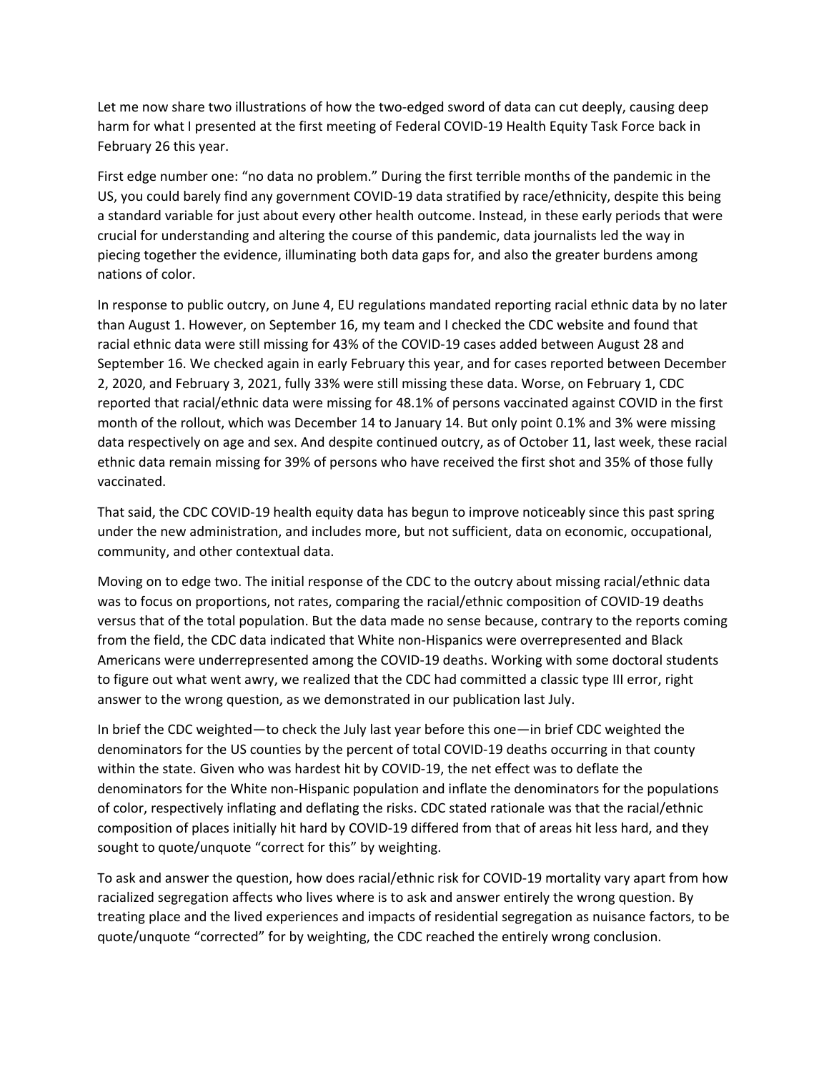Let me now share two illustrations of how the two-edged sword of data can cut deeply, causing deep harm for what I presented at the first meeting of Federal COVID-19 Health Equity Task Force back in February 26 this year.

First edge number one: "no data no problem." During the first terrible months of the pandemic in the US, you could barely find any government COVID-19 data stratified by race/ethnicity, despite this being a standard variable for just about every other health outcome. Instead, in these early periods that were crucial for understanding and altering the course of this pandemic, data journalists led the way in piecing together the evidence, illuminating both data gaps for, and also the greater burdens among nations of color.

In response to public outcry, on June 4, EU regulations mandated reporting racial ethnic data by no later than August 1. However, on September 16, my team and I checked the CDC website and found that racial ethnic data were still missing for 43% of the COVID-19 cases added between August 28 and September 16. We checked again in early February this year, and for cases reported between December 2, 2020, and February 3, 2021, fully 33% were still missing these data. Worse, on February 1, CDC reported that racial/ethnic data were missing for 48.1% of persons vaccinated against COVID in the first month of the rollout, which was December 14 to January 14. But only point 0.1% and 3% were missing data respectively on age and sex. And despite continued outcry, as of October 11, last week, these racial ethnic data remain missing for 39% of persons who have received the first shot and 35% of those fully vaccinated.

That said, the CDC COVID-19 health equity data has begun to improve noticeably since this past spring under the new administration, and includes more, but not sufficient, data on economic, occupational, community, and other contextual data.

Moving on to edge two. The initial response of the CDC to the outcry about missing racial/ethnic data was to focus on proportions, not rates, comparing the racial/ethnic composition of COVID-19 deaths versus that of the total population. But the data made no sense because, contrary to the reports coming from the field, the CDC data indicated that White non-Hispanics were overrepresented and Black Americans were underrepresented among the COVID-19 deaths. Working with some doctoral students to figure out what went awry, we realized that the CDC had committed a classic type III error, right answer to the wrong question, as we demonstrated in our publication last July.

In brief the CDC weighted—to check the July last year before this one—in brief CDC weighted the denominators for the US counties by the percent of total COVID-19 deaths occurring in that county within the state. Given who was hardest hit by COVID-19, the net effect was to deflate the denominators for the White non-Hispanic population and inflate the denominators for the populations of color, respectively inflating and deflating the risks. CDC stated rationale was that the racial/ethnic composition of places initially hit hard by COVID-19 differed from that of areas hit less hard, and they sought to quote/unquote "correct for this" by weighting.

To ask and answer the question, how does racial/ethnic risk for COVID-19 mortality vary apart from how racialized segregation affects who lives where is to ask and answer entirely the wrong question. By treating place and the lived experiences and impacts of residential segregation as nuisance factors, to be quote/unquote "corrected" for by weighting, the CDC reached the entirely wrong conclusion.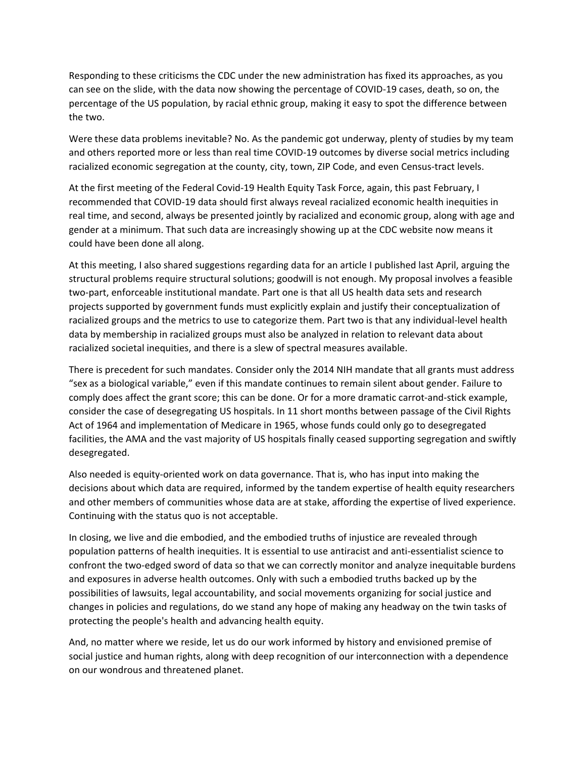Responding to these criticisms the CDC under the new administration has fixed its approaches, as you can see on the slide, with the data now showing the percentage of COVID-19 cases, death, so on, the percentage of the US population, by racial ethnic group, making it easy to spot the difference between the two.

Were these data problems inevitable? No. As the pandemic got underway, plenty of studies by my team and others reported more or less than real time COVID-19 outcomes by diverse social metrics including racialized economic segregation at the county, city, town, ZIP Code, and even Census-tract levels.

At the first meeting of the Federal Covid-19 Health Equity Task Force, again, this past February, I recommended that COVID-19 data should first always reveal racialized economic health inequities in real time, and second, always be presented jointly by racialized and economic group, along with age and gender at a minimum. That such data are increasingly showing up at the CDC website now means it could have been done all along.

At this meeting, I also shared suggestions regarding data for an article I published last April, arguing the structural problems require structural solutions; goodwill is not enough. My proposal involves a feasible two-part, enforceable institutional mandate. Part one is that all US health data sets and research projects supported by government funds must explicitly explain and justify their conceptualization of racialized groups and the metrics to use to categorize them. Part two is that any individual-level health data by membership in racialized groups must also be analyzed in relation to relevant data about racialized societal inequities, and there is a slew of spectral measures available.

There is precedent for such mandates. Consider only the 2014 NIH mandate that all grants must address "sex as a biological variable," even if this mandate continues to remain silent about gender. Failure to comply does affect the grant score; this can be done. Or for a more dramatic carrot-and-stick example, consider the case of desegregating US hospitals. In 11 short months between passage of the Civil Rights Act of 1964 and implementation of Medicare in 1965, whose funds could only go to desegregated facilities, the AMA and the vast majority of US hospitals finally ceased supporting segregation and swiftly desegregated.

Also needed is equity-oriented work on data governance. That is, who has input into making the decisions about which data are required, informed by the tandem expertise of health equity researchers and other members of communities whose data are at stake, affording the expertise of lived experience. Continuing with the status quo is not acceptable.

In closing, we live and die embodied, and the embodied truths of injustice are revealed through population patterns of health inequities. It is essential to use antiracist and anti-essentialist science to confront the two-edged sword of data so that we can correctly monitor and analyze inequitable burdens and exposures in adverse health outcomes. Only with such a embodied truths backed up by the possibilities of lawsuits, legal accountability, and social movements organizing for social justice and changes in policies and regulations, do we stand any hope of making any headway on the twin tasks of protecting the people's health and advancing health equity.

And, no matter where we reside, let us do our work informed by history and envisioned premise of social justice and human rights, along with deep recognition of our interconnection with a dependence on our wondrous and threatened planet.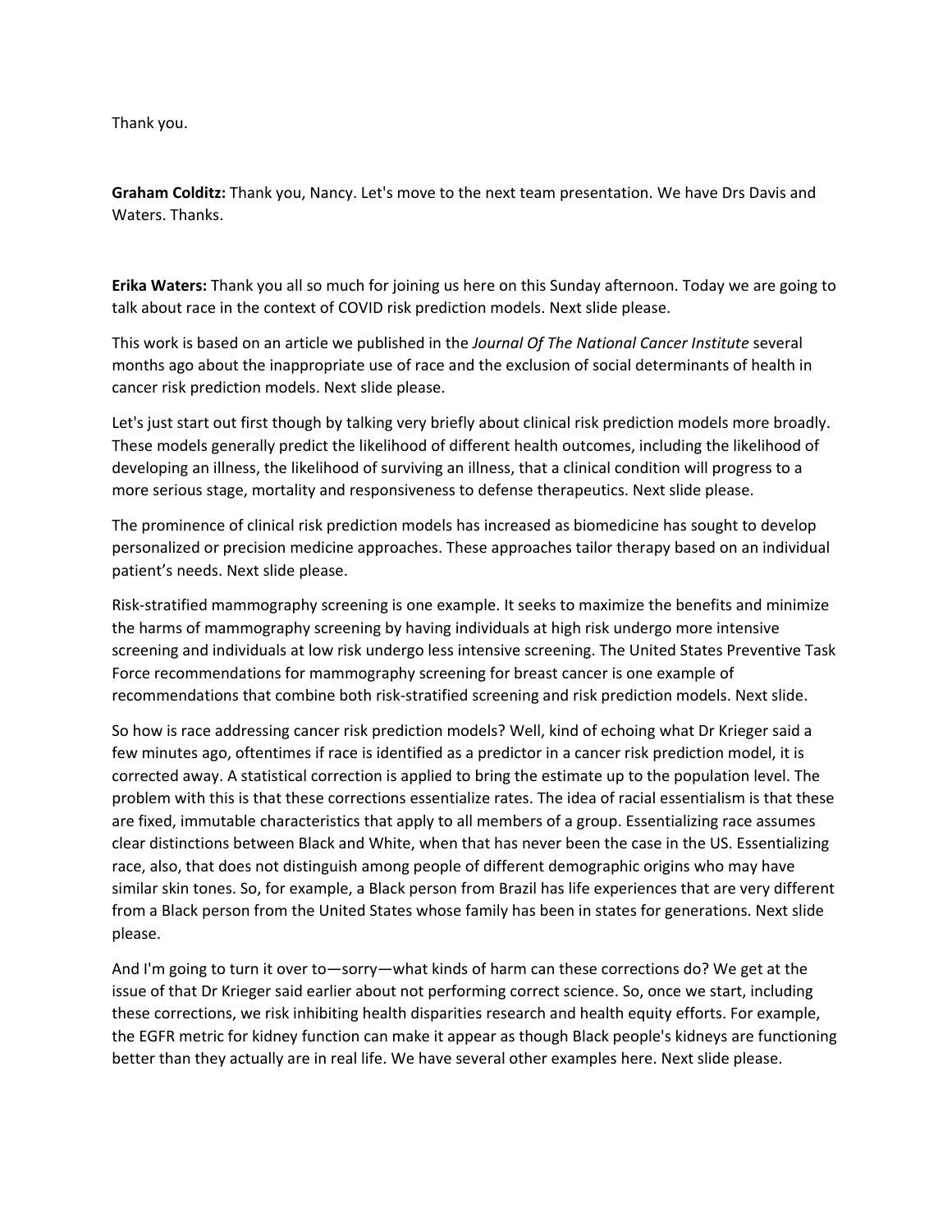Thank you.

**Graham Colditz:** Thank you, Nancy. Let's move to the next team presentation. We have Drs Davis and Waters. Thanks.

**Erika Waters:** Thank you all so much for joining us here on this Sunday afternoon. Today we are going to talk about race in the context of COVID risk prediction models. Next slide please.

This work is based on an article we published in the *Journal Of The National Cancer Institute* several months ago about the inappropriate use of race and the exclusion of social determinants of health in cancer risk prediction models. Next slide please.

Let's just start out first though by talking very briefly about clinical risk prediction models more broadly. These models generally predict the likelihood of different health outcomes, including the likelihood of developing an illness, the likelihood of surviving an illness, that a clinical condition will progress to a more serious stage, mortality and responsiveness to defense therapeutics. Next slide please.

The prominence of clinical risk prediction models has increased as biomedicine has sought to develop personalized or precision medicine approaches. These approaches tailor therapy based on an individual patient's needs. Next slide please.

Risk-stratified mammography screening is one example. It seeks to maximize the benefits and minimize the harms of mammography screening by having individuals at high risk undergo more intensive screening and individuals at low risk undergo less intensive screening. The United States Preventive Task Force recommendations for mammography screening for breast cancer is one example of recommendations that combine both risk-stratified screening and risk prediction models. Next slide.

So how is race addressing cancer risk prediction models? Well, kind of echoing what Dr Krieger said a few minutes ago, oftentimes if race is identified as a predictor in a cancer risk prediction model, it is corrected away. A statistical correction is applied to bring the estimate up to the population level. The problem with this is that these corrections essentialize rates. The idea of racial essentialism is that these are fixed, immutable characteristics that apply to all members of a group. Essentializing race assumes clear distinctions between Black and White, when that has never been the case in the US. Essentializing race, also, that does not distinguish among people of different demographic origins who may have similar skin tones. So, for example, a Black person from Brazil has life experiences that are very different from a Black person from the United States whose family has been in states for generations. Next slide please.

And I'm going to turn it over to—sorry—what kinds of harm can these corrections do? We get at the issue of that Dr Krieger said earlier about not performing correct science. So, once we start, including these corrections, we risk inhibiting health disparities research and health equity efforts. For example, the EGFR metric for kidney function can make it appear as though Black people's kidneys are functioning better than they actually are in real life. We have several other examples here. Next slide please.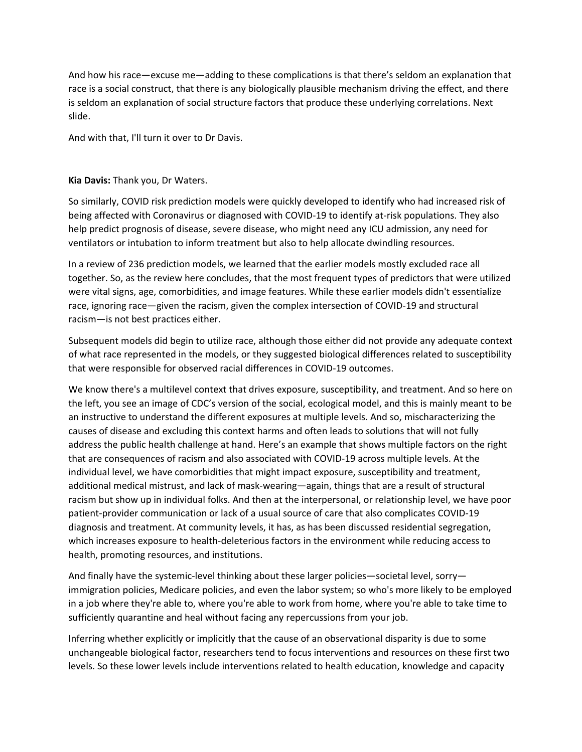And how his race—excuse me—adding to these complications is that there's seldom an explanation that race is a social construct, that there is any biologically plausible mechanism driving the effect, and there is seldom an explanation of social structure factors that produce these underlying correlations. Next slide.

And with that, I'll turn it over to Dr Davis.

**Kia Davis:** Thank you, Dr Waters.

So similarly, COVID risk prediction models were quickly developed to identify who had increased risk of being affected with Coronavirus or diagnosed with COVID-19 to identify at-risk populations. They also help predict prognosis of disease, severe disease, who might need any ICU admission, any need for ventilators or intubation to inform treatment but also to help allocate dwindling resources.

In a review of 236 prediction models, we learned that the earlier models mostly excluded race all together. So, as the review here concludes, that the most frequent types of predictors that were utilized were vital signs, age, comorbidities, and image features. While these earlier models didn't essentialize race, ignoring race—given the racism, given the complex intersection of COVID-19 and structural racism—is not best practices either.

Subsequent models did begin to utilize race, although those either did not provide any adequate context of what race represented in the models, or they suggested biological differences related to susceptibility that were responsible for observed racial differences in COVID-19 outcomes.

We know there's a multilevel context that drives exposure, susceptibility, and treatment. And so here on the left, you see an image of CDC's version of the social, ecological model, and this is mainly meant to be an instructive to understand the different exposures at multiple levels. And so, mischaracterizing the causes of disease and excluding this context harms and often leads to solutions that will not fully address the public health challenge at hand. Here's an example that shows multiple factors on the right that are consequences of racism and also associated with COVID-19 across multiple levels. At the individual level, we have comorbidities that might impact exposure, susceptibility and treatment, additional medical mistrust, and lack of mask-wearing—again, things that are a result of structural racism but show up in individual folks. And then at the interpersonal, or relationship level, we have poor patient-provider communication or lack of a usual source of care that also complicates COVID-19 diagnosis and treatment. At community levels, it has, as has been discussed residential segregation, which increases exposure to health-deleterious factors in the environment while reducing access to health, promoting resources, and institutions.

And finally have the systemic-level thinking about these larger policies—societal level, sorry—immigration policies, Medicare policies, and even the labor system; so who's more likely to be employed in a job where they're able to, where you're able to work from home, where you're able to take time to sufficiently quarantine and heal without facing any repercussions from your job.

Inferring whether explicitly or implicitly that the cause of an observational disparity is due to some unchangeable biological factor, researchers tend to focus interventions and resources on these first two levels. So these lower levels include interventions related to health education, knowledge and capacity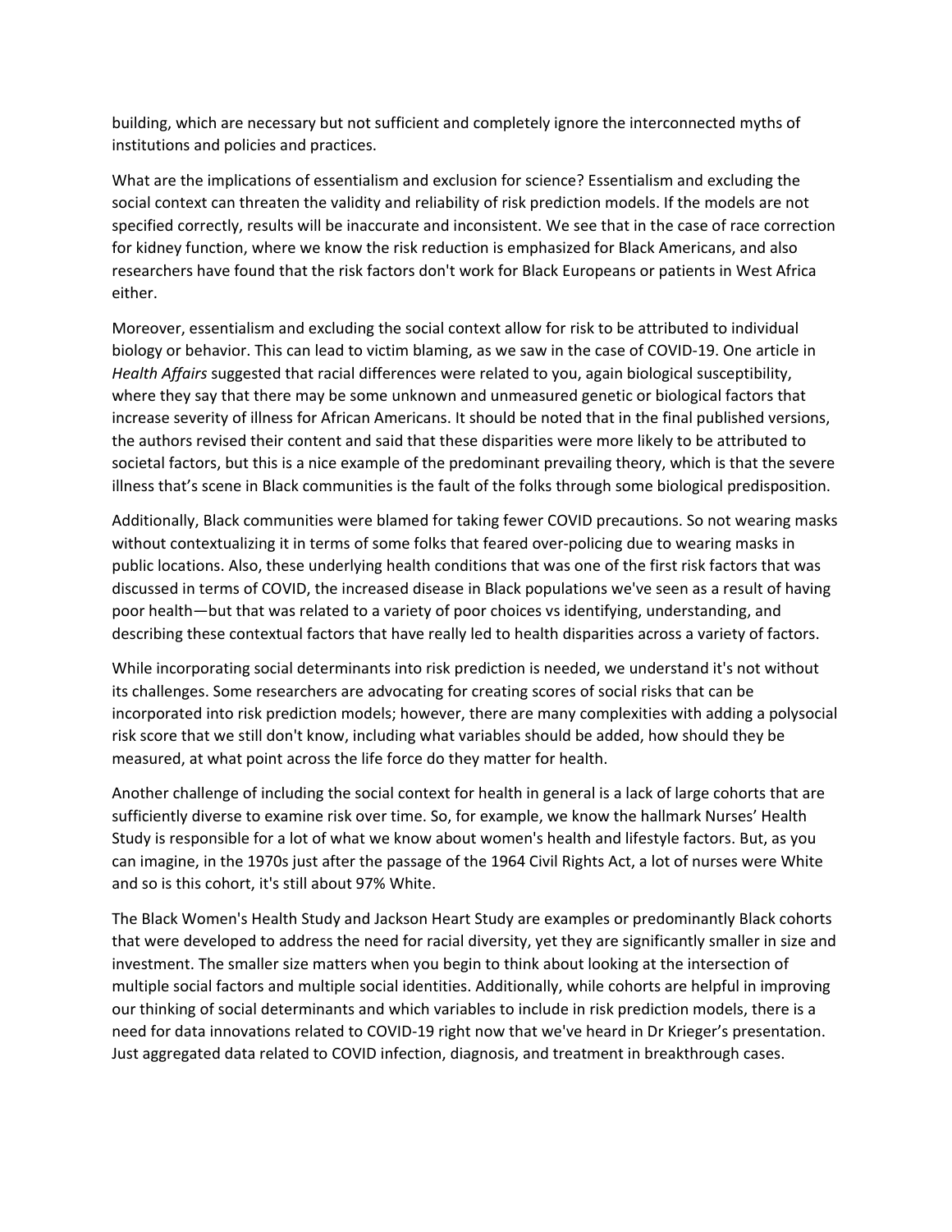building, which are necessary but not sufficient and completely ignore the interconnected myths of institutions and policies and practices.

What are the implications of essentialism and exclusion for science? Essentialism and excluding the social context can threaten the validity and reliability of risk prediction models. If the models are not specified correctly, results will be inaccurate and inconsistent. We see that in the case of race correction for kidney function, where we know the risk reduction is emphasized for Black Americans, and also researchers have found that the risk factors don't work for Black Europeans or patients in West Africa either.

Moreover, essentialism and excluding the social context allow for risk to be attributed to individual biology or behavior. This can lead to victim blaming, as we saw in the case of COVID-19. One article in *Health Affairs* suggested that racial differences were related to you, again biological susceptibility, where they say that there may be some unknown and unmeasured genetic or biological factors that increase severity of illness for African Americans. It should be noted that in the final published versions, the authors revised their content and said that these disparities were more likely to be attributed to societal factors, but this is a nice example of the predominant prevailing theory, which is that the severe illness that's scene in Black communities is the fault of the folks through some biological predisposition.

Additionally, Black communities were blamed for taking fewer COVID precautions. So not wearing masks without contextualizing it in terms of some folks that feared over-policing due to wearing masks in public locations. Also, these underlying health conditions that was one of the first risk factors that was discussed in terms of COVID, the increased disease in Black populations we've seen as a result of having poor health—but that was related to a variety of poor choices vs identifying, understanding, and describing these contextual factors that have really led to health disparities across a variety of factors.

While incorporating social determinants into risk prediction is needed, we understand it's not without its challenges. Some researchers are advocating for creating scores of social risks that can be incorporated into risk prediction models; however, there are many complexities with adding a polysocial risk score that we still don't know, including what variables should be added, how should they be measured, at what point across the life force do they matter for health.

Another challenge of including the social context for health in general is a lack of large cohorts that are sufficiently diverse to examine risk over time. So, for example, we know the hallmark Nurses' Health Study is responsible for a lot of what we know about women's health and lifestyle factors. But, as you can imagine, in the 1970s just after the passage of the 1964 Civil Rights Act, a lot of nurses were White and so is this cohort, it's still about 97% White.

The Black Women's Health Study and Jackson Heart Study are examples or predominantly Black cohorts that were developed to address the need for racial diversity, yet they are significantly smaller in size and investment. The smaller size matters when you begin to think about looking at the intersection of multiple social factors and multiple social identities. Additionally, while cohorts are helpful in improving our thinking of social determinants and which variables to include in risk prediction models, there is a need for data innovations related to COVID-19 right now that we've heard in Dr Krieger's presentation. Just aggregated data related to COVID infection, diagnosis, and treatment in breakthrough cases.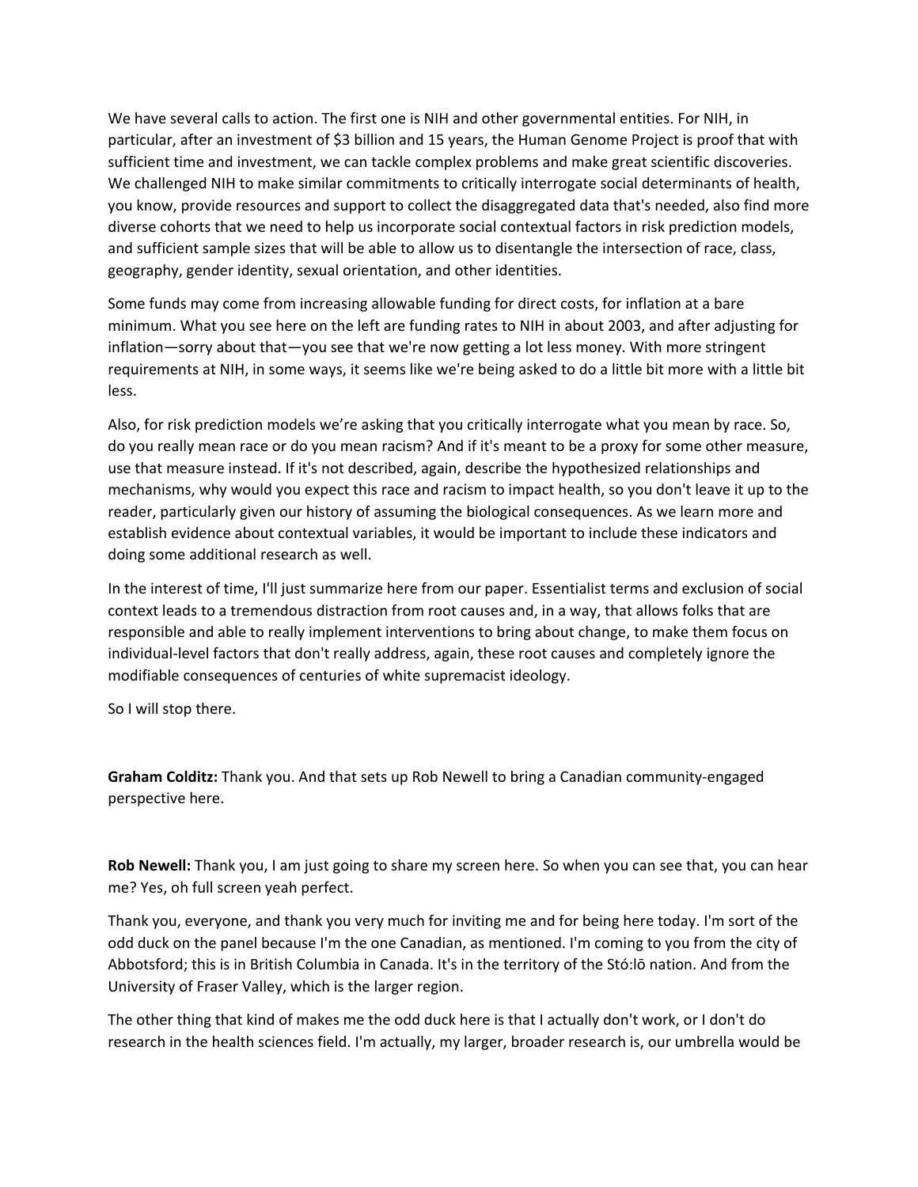We have several calls to action. The first one is NIH and other governmental entities. For NIH, in particular, after an investment of $3 billion and 15 years, the Human Genome Project is proof that with sufficient time and investment, we can tackle complex problems and make great scientific discoveries. We challenged NIH to make similar commitments to critically interrogate social determinants of health, you know, provide resources and support to collect the disaggregated data that's needed, also find more diverse cohorts that we need to help us incorporate social contextual factors in risk prediction models, and sufficient sample sizes that will be able to allow us to disentangle the intersection of race, class, geography, gender identity, sexual orientation, and other identities.

Some funds may come from increasing allowable funding for direct costs, for inflation at a bare minimum. What you see here on the left are funding rates to NIH in about 2003, and after adjusting for inflation—sorry about that—you see that we're now getting a lot less money. With more stringent requirements at NIH, in some ways, it seems like we're being asked to do a little bit more with a little bit less.

Also, for risk prediction models we're asking that you critically interrogate what you mean by race. So, do you really mean race or do you mean racism? And if it's meant to be a proxy for some other measure, use that measure instead. If it's not described, again, describe the hypothesized relationships and mechanisms, why would you expect this race and racism to impact health, so you don't leave it up to the reader, particularly given our history of assuming the biological consequences. As we learn more and establish evidence about contextual variables, it would be important to include these indicators and doing some additional research as well.

In the interest of time, I'll just summarize here from our paper. Essentialist terms and exclusion of social context leads to a tremendous distraction from root causes and, in a way, that allows folks that are responsible and able to really implement interventions to bring about change, to make them focus on individual-level factors that don't really address, again, these root causes and completely ignore the modifiable consequences of centuries of white supremacist ideology.

So I will stop there.

**Graham Colditz:** Thank you. And that sets up Rob Newell to bring a Canadian community-engaged perspective here.

**Rob Newell:** Thank you, I am just going to share my screen here. So when you can see that, you can hear me? Yes, oh full screen yeah perfect.

Thank you, everyone, and thank you very much for inviting me and for being here today. I'm sort of the odd duck on the panel because I'm the one Canadian, as mentioned. I'm coming to you from the city of Abbotsford; this is in British Columbia in Canada. It's in the territory of the Stó:lō nation. And from the University of Fraser Valley, which is the larger region.

The other thing that kind of makes me the odd duck here is that I actually don't work, or I don't do research in the health sciences field. I'm actually, my larger, broader research is, our umbrella would be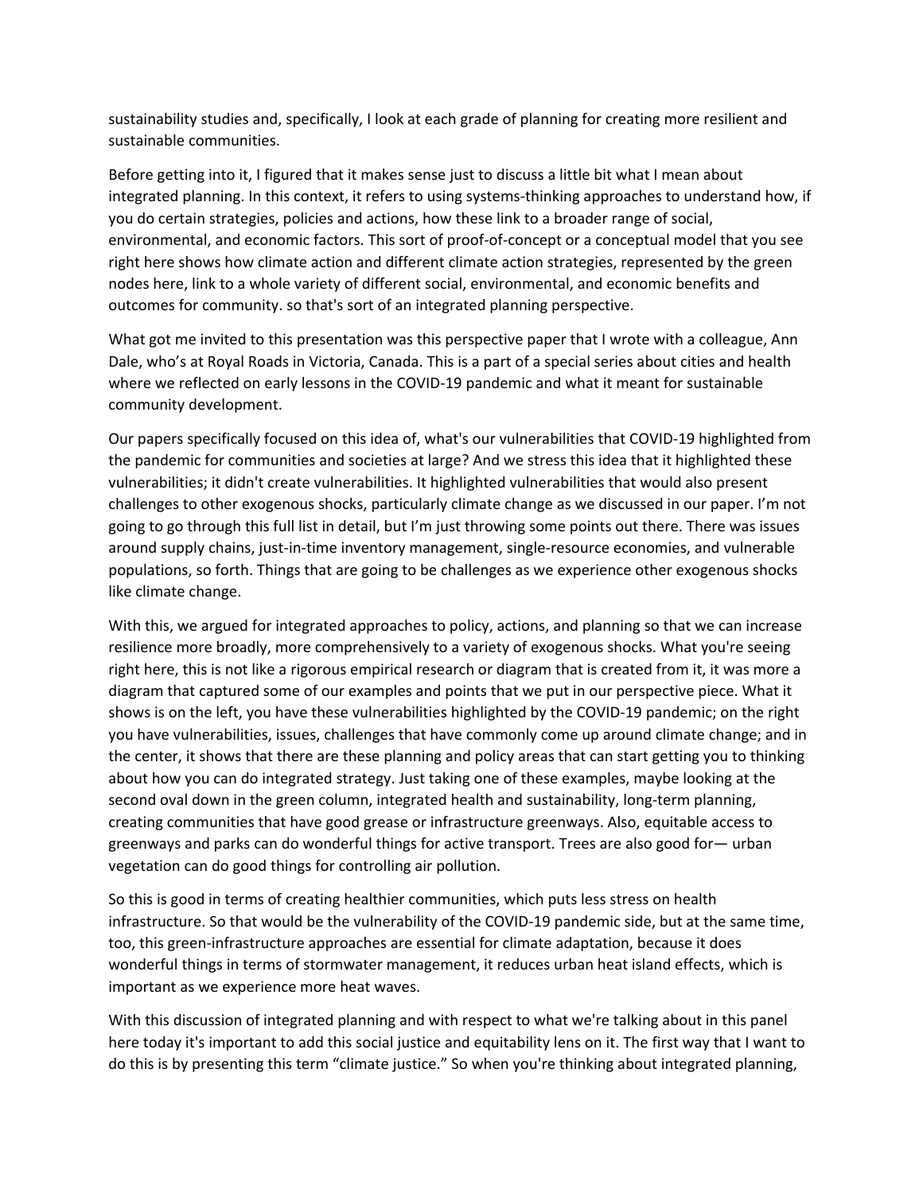sustainability studies and, specifically, I look at each grade of planning for creating more resilient and sustainable communities.

Before getting into it, I figured that it makes sense just to discuss a little bit what I mean about integrated planning. In this context, it refers to using systems-thinking approaches to understand how, if you do certain strategies, policies and actions, how these link to a broader range of social, environmental, and economic factors. This sort of proof-of-concept or a conceptual model that you see right here shows how climate action and different climate action strategies, represented by the green nodes here, link to a whole variety of different social, environmental, and economic benefits and outcomes for community. so that's sort of an integrated planning perspective.

What got me invited to this presentation was this perspective paper that I wrote with a colleague, Ann Dale, who's at Royal Roads in Victoria, Canada. This is a part of a special series about cities and health where we reflected on early lessons in the COVID-19 pandemic and what it meant for sustainable community development.

Our papers specifically focused on this idea of, what's our vulnerabilities that COVID-19 highlighted from the pandemic for communities and societies at large? And we stress this idea that it highlighted these vulnerabilities; it didn't create vulnerabilities. It highlighted vulnerabilities that would also present challenges to other exogenous shocks, particularly climate change as we discussed in our paper. I'm not going to go through this full list in detail, but I'm just throwing some points out there. There was issues around supply chains, just-in-time inventory management, single-resource economies, and vulnerable populations, so forth. Things that are going to be challenges as we experience other exogenous shocks like climate change.

With this, we argued for integrated approaches to policy, actions, and planning so that we can increase resilience more broadly, more comprehensively to a variety of exogenous shocks. What you're seeing right here, this is not like a rigorous empirical research or diagram that is created from it, it was more a diagram that captured some of our examples and points that we put in our perspective piece. What it shows is on the left, you have these vulnerabilities highlighted by the COVID-19 pandemic; on the right you have vulnerabilities, issues, challenges that have commonly come up around climate change; and in the center, it shows that there are these planning and policy areas that can start getting you to thinking about how you can do integrated strategy. Just taking one of these examples, maybe looking at the second oval down in the green column, integrated health and sustainability, long-term planning, creating communities that have good grease or infrastructure greenways. Also, equitable access to greenways and parks can do wonderful things for active transport. Trees are also good for— urban vegetation can do good things for controlling air pollution.

So this is good in terms of creating healthier communities, which puts less stress on health infrastructure. So that would be the vulnerability of the COVID-19 pandemic side, but at the same time, too, this green-infrastructure approaches are essential for climate adaptation, because it does wonderful things in terms of stormwater management, it reduces urban heat island effects, which is important as we experience more heat waves.

With this discussion of integrated planning and with respect to what we're talking about in this panel here today it's important to add this social justice and equitability lens on it. The first way that I want to do this is by presenting this term "climate justice." So when you're thinking about integrated planning,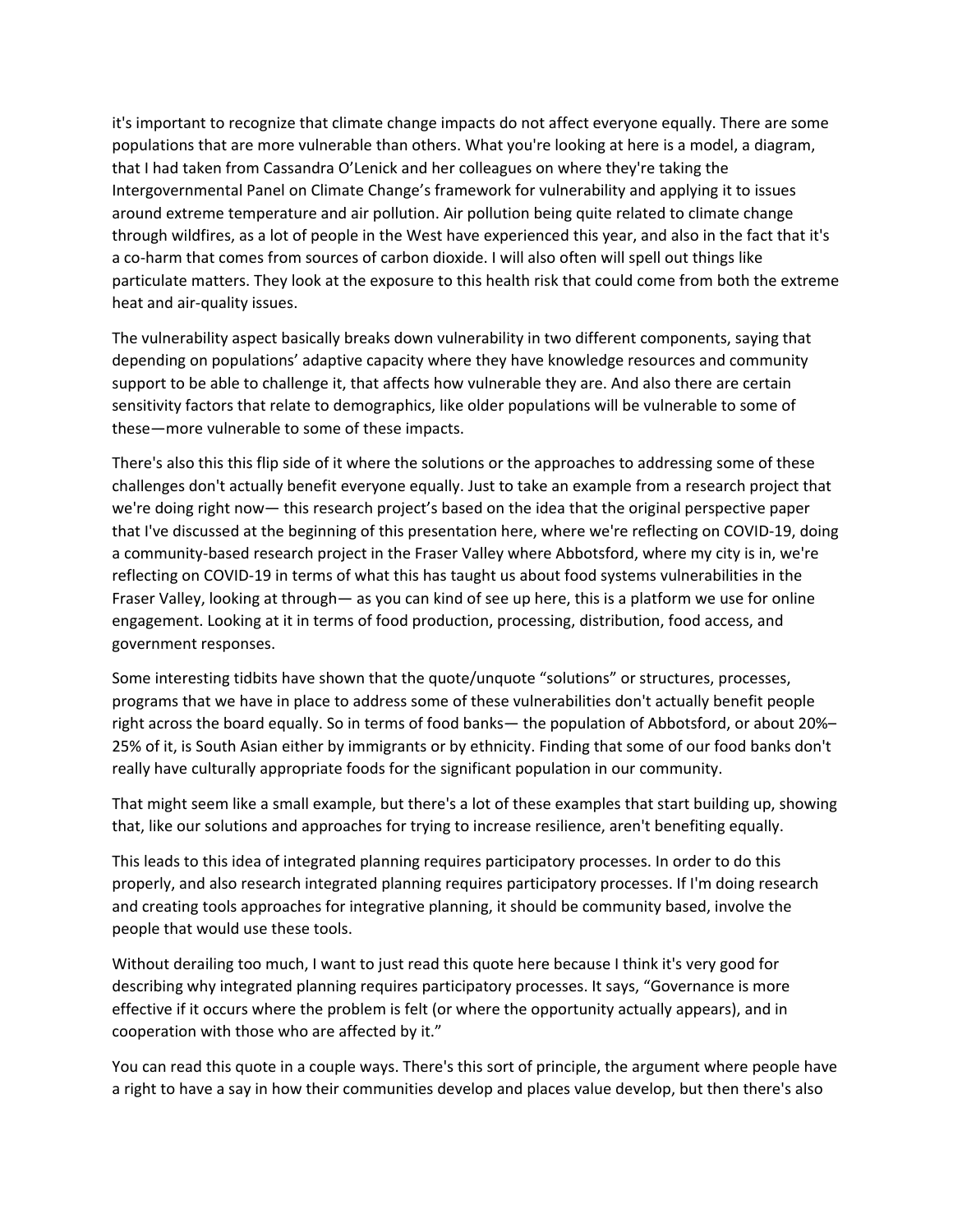it's important to recognize that climate change impacts do not affect everyone equally. There are some populations that are more vulnerable than others. What you're looking at here is a model, a diagram, that I had taken from Cassandra O'Lenick and her colleagues on where they're taking the Intergovernmental Panel on Climate Change's framework for vulnerability and applying it to issues around extreme temperature and air pollution. Air pollution being quite related to climate change through wildfires, as a lot of people in the West have experienced this year, and also in the fact that it's a co-harm that comes from sources of carbon dioxide. I will also often will spell out things like particulate matters. They look at the exposure to this health risk that could come from both the extreme heat and air-quality issues.

The vulnerability aspect basically breaks down vulnerability in two different components, saying that depending on populations' adaptive capacity where they have knowledge resources and community support to be able to challenge it, that affects how vulnerable they are. And also there are certain sensitivity factors that relate to demographics, like older populations will be vulnerable to some of these—more vulnerable to some of these impacts.

There's also this this flip side of it where the solutions or the approaches to addressing some of these challenges don't actually benefit everyone equally. Just to take an example from a research project that we're doing right now— this research project's based on the idea that the original perspective paper that I've discussed at the beginning of this presentation here, where we're reflecting on COVID-19, doing a community-based research project in the Fraser Valley where Abbotsford, where my city is in, we're reflecting on COVID-19 in terms of what this has taught us about food systems vulnerabilities in the Fraser Valley, looking at through— as you can kind of see up here, this is a platform we use for online engagement. Looking at it in terms of food production, processing, distribution, food access, and government responses.

Some interesting tidbits have shown that the quote/unquote "solutions" or structures, processes, programs that we have in place to address some of these vulnerabilities don't actually benefit people right across the board equally. So in terms of food banks— the population of Abbotsford, or about 20%–25% of it, is South Asian either by immigrants or by ethnicity. Finding that some of our food banks don't really have culturally appropriate foods for the significant population in our community.

That might seem like a small example, but there's a lot of these examples that start building up, showing that, like our solutions and approaches for trying to increase resilience, aren't benefiting equally.

This leads to this idea of integrated planning requires participatory processes. In order to do this properly, and also research integrated planning requires participatory processes. If I'm doing research and creating tools approaches for integrative planning, it should be community based, involve the people that would use these tools.

Without derailing too much, I want to just read this quote here because I think it's very good for describing why integrated planning requires participatory processes. It says, "Governance is more effective if it occurs where the problem is felt (or where the opportunity actually appears), and in cooperation with those who are affected by it."

You can read this quote in a couple ways. There's this sort of principle, the argument where people have a right to have a say in how their communities develop and places value develop, but then there's also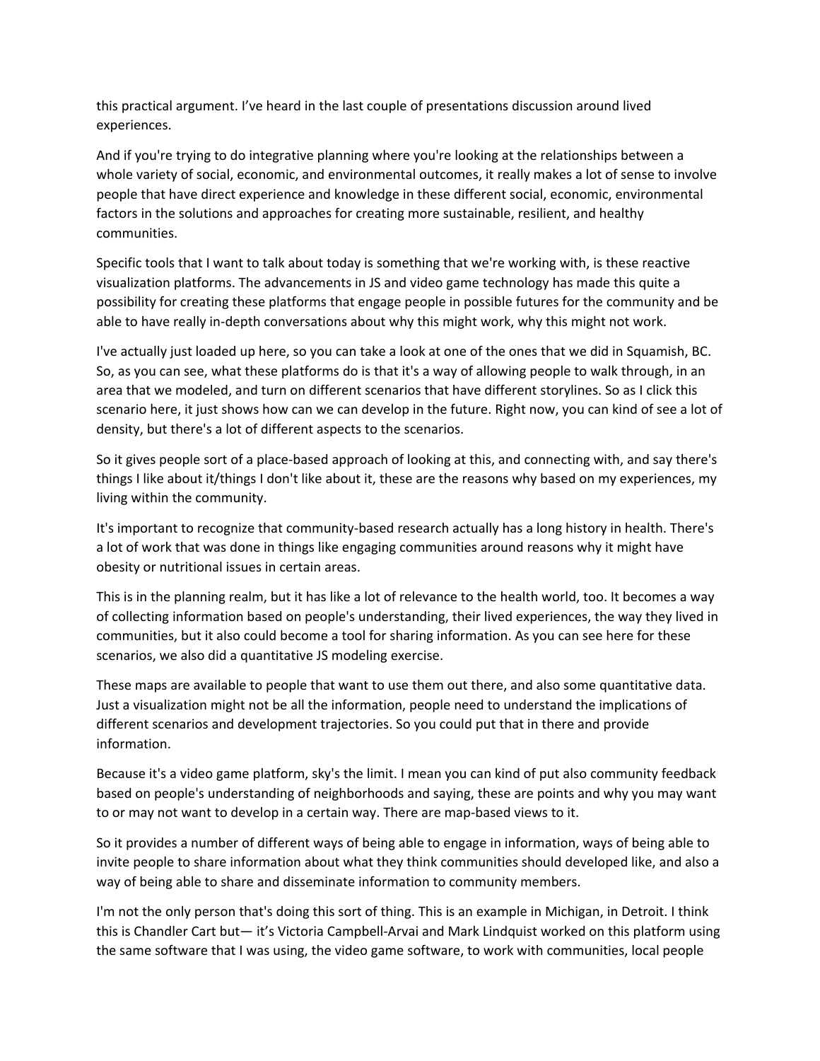this practical argument. I've heard in the last couple of presentations discussion around lived experiences.

And if you're trying to do integrative planning where you're looking at the relationships between a whole variety of social, economic, and environmental outcomes, it really makes a lot of sense to involve people that have direct experience and knowledge in these different social, economic, environmental factors in the solutions and approaches for creating more sustainable, resilient, and healthy communities.

Specific tools that I want to talk about today is something that we're working with, is these reactive visualization platforms. The advancements in JS and video game technology has made this quite a possibility for creating these platforms that engage people in possible futures for the community and be able to have really in-depth conversations about why this might work, why this might not work.

I've actually just loaded up here, so you can take a look at one of the ones that we did in Squamish, BC. So, as you can see, what these platforms do is that it's a way of allowing people to walk through, in an area that we modeled, and turn on different scenarios that have different storylines. So as I click this scenario here, it just shows how can we can develop in the future. Right now, you can kind of see a lot of density, but there's a lot of different aspects to the scenarios.

So it gives people sort of a place-based approach of looking at this, and connecting with, and say there's things I like about it/things I don't like about it, these are the reasons why based on my experiences, my living within the community.

It's important to recognize that community-based research actually has a long history in health. There's a lot of work that was done in things like engaging communities around reasons why it might have obesity or nutritional issues in certain areas.

This is in the planning realm, but it has like a lot of relevance to the health world, too. It becomes a way of collecting information based on people's understanding, their lived experiences, the way they lived in communities, but it also could become a tool for sharing information. As you can see here for these scenarios, we also did a quantitative JS modeling exercise.

These maps are available to people that want to use them out there, and also some quantitative data. Just a visualization might not be all the information, people need to understand the implications of different scenarios and development trajectories. So you could put that in there and provide information.

Because it's a video game platform, sky's the limit. I mean you can kind of put also community feedback based on people's understanding of neighborhoods and saying, these are points and why you may want to or may not want to develop in a certain way. There are map-based views to it.

So it provides a number of different ways of being able to engage in information, ways of being able to invite people to share information about what they think communities should developed like, and also a way of being able to share and disseminate information to community members.

I'm not the only person that's doing this sort of thing. This is an example in Michigan, in Detroit. I think this is Chandler Cart but— it's Victoria Campbell-Arvai and Mark Lindquist worked on this platform using the same software that I was using, the video game software, to work with communities, local people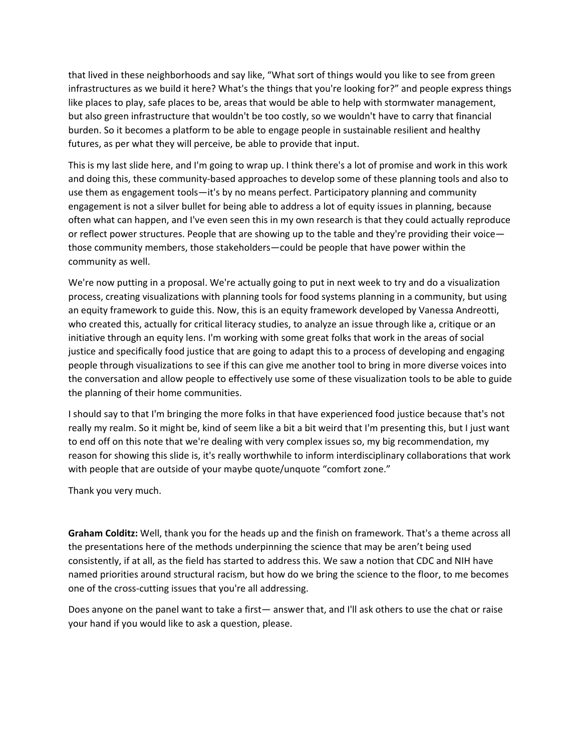that lived in these neighborhoods and say like, "What sort of things would you like to see from green infrastructures as we build it here? What's the things that you're looking for?" and people express things like places to play, safe places to be, areas that would be able to help with stormwater management, but also green infrastructure that wouldn't be too costly, so we wouldn't have to carry that financial burden. So it becomes a platform to be able to engage people in sustainable resilient and healthy futures, as per what they will perceive, be able to provide that input.

This is my last slide here, and I'm going to wrap up. I think there's a lot of promise and work in this work and doing this, these community-based approaches to develop some of these planning tools and also to use them as engagement tools—it's by no means perfect. Participatory planning and community engagement is not a silver bullet for being able to address a lot of equity issues in planning, because often what can happen, and I've even seen this in my own research is that they could actually reproduce or reflect power structures. People that are showing up to the table and they're providing their voice—those community members, those stakeholders—could be people that have power within the community as well.

We're now putting in a proposal. We're actually going to put in next week to try and do a visualization process, creating visualizations with planning tools for food systems planning in a community, but using an equity framework to guide this. Now, this is an equity framework developed by Vanessa Andreotti, who created this, actually for critical literacy studies, to analyze an issue through like a, critique or an initiative through an equity lens. I'm working with some great folks that work in the areas of social justice and specifically food justice that are going to adapt this to a process of developing and engaging people through visualizations to see if this can give me another tool to bring in more diverse voices into the conversation and allow people to effectively use some of these visualization tools to be able to guide the planning of their home communities.

I should say to that I'm bringing the more folks in that have experienced food justice because that's not really my realm. So it might be, kind of seem like a bit a bit weird that I'm presenting this, but I just want to end off on this note that we're dealing with very complex issues so, my big recommendation, my reason for showing this slide is, it's really worthwhile to inform interdisciplinary collaborations that work with people that are outside of your maybe quote/unquote "comfort zone."

Thank you very much.

**Graham Colditz:** Well, thank you for the heads up and the finish on framework. That's a theme across all the presentations here of the methods underpinning the science that may be aren't being used consistently, if at all, as the field has started to address this. We saw a notion that CDC and NIH have named priorities around structural racism, but how do we bring the science to the floor, to me becomes one of the cross-cutting issues that you're all addressing.

Does anyone on the panel want to take a first— answer that, and I'll ask others to use the chat or raise your hand if you would like to ask a question, please.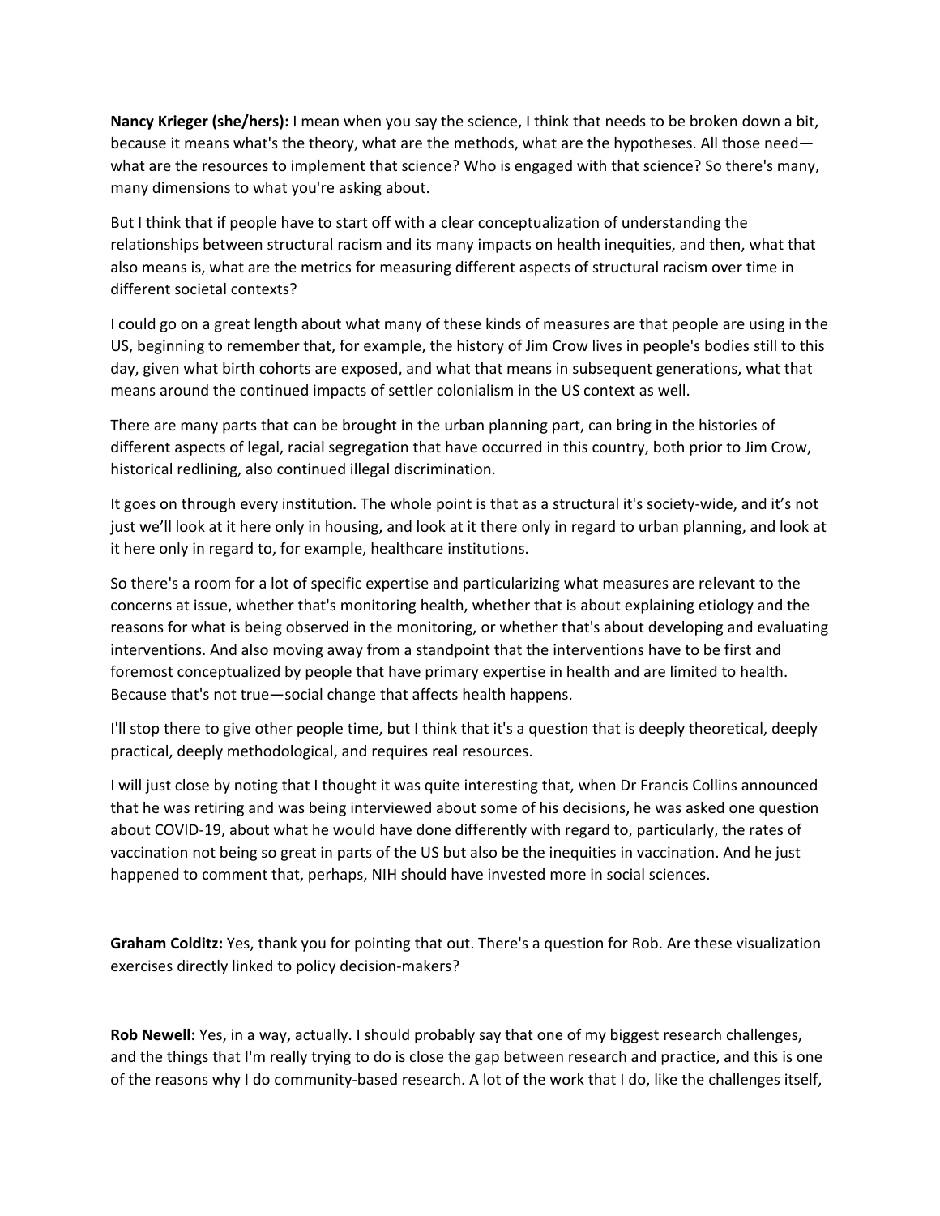**Nancy Krieger (she/hers):** I mean when you say the science, I think that needs to be broken down a bit, because it means what's the theory, what are the methods, what are the hypotheses. All those need—what are the resources to implement that science? Who is engaged with that science? So there's many, many dimensions to what you're asking about.

But I think that if people have to start off with a clear conceptualization of understanding the relationships between structural racism and its many impacts on health inequities, and then, what that also means is, what are the metrics for measuring different aspects of structural racism over time in different societal contexts?

I could go on a great length about what many of these kinds of measures are that people are using in the US, beginning to remember that, for example, the history of Jim Crow lives in people's bodies still to this day, given what birth cohorts are exposed, and what that means in subsequent generations, what that means around the continued impacts of settler colonialism in the US context as well.

There are many parts that can be brought in the urban planning part, can bring in the histories of different aspects of legal, racial segregation that have occurred in this country, both prior to Jim Crow, historical redlining, also continued illegal discrimination.

It goes on through every institution. The whole point is that as a structural it's society-wide, and it's not just we'll look at it here only in housing, and look at it there only in regard to urban planning, and look at it here only in regard to, for example, healthcare institutions.

So there's a room for a lot of specific expertise and particularizing what measures are relevant to the concerns at issue, whether that's monitoring health, whether that is about explaining etiology and the reasons for what is being observed in the monitoring, or whether that's about developing and evaluating interventions. And also moving away from a standpoint that the interventions have to be first and foremost conceptualized by people that have primary expertise in health and are limited to health. Because that's not true—social change that affects health happens.

I'll stop there to give other people time, but I think that it's a question that is deeply theoretical, deeply practical, deeply methodological, and requires real resources.

I will just close by noting that I thought it was quite interesting that, when Dr Francis Collins announced that he was retiring and was being interviewed about some of his decisions, he was asked one question about COVID-19, about what he would have done differently with regard to, particularly, the rates of vaccination not being so great in parts of the US but also be the inequities in vaccination. And he just happened to comment that, perhaps, NIH should have invested more in social sciences.

**Graham Colditz:** Yes, thank you for pointing that out. There's a question for Rob. Are these visualization exercises directly linked to policy decision-makers?

**Rob Newell:** Yes, in a way, actually. I should probably say that one of my biggest research challenges, and the things that I'm really trying to do is close the gap between research and practice, and this is one of the reasons why I do community-based research. A lot of the work that I do, like the challenges itself,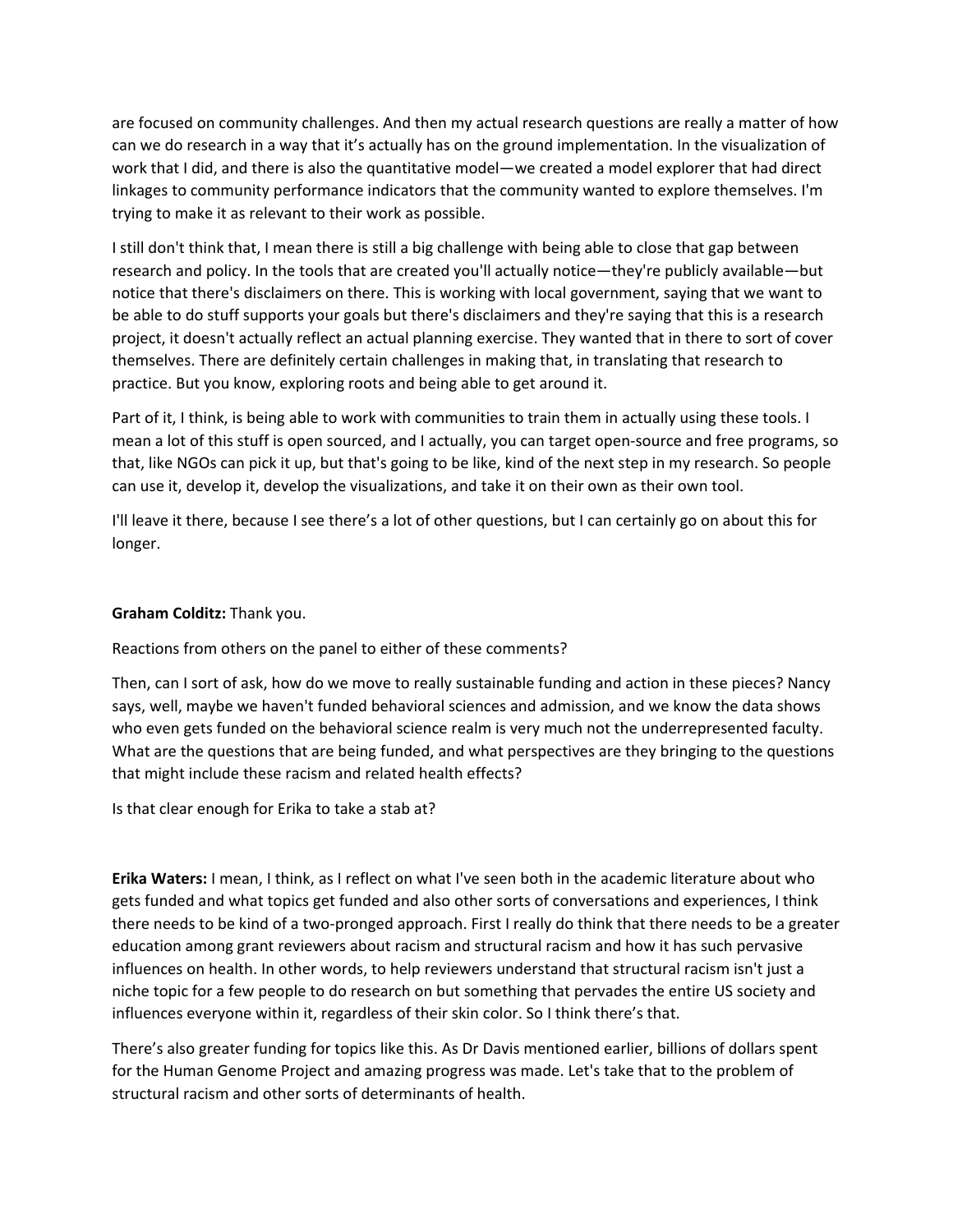are focused on community challenges. And then my actual research questions are really a matter of how can we do research in a way that it's actually has on the ground implementation. In the visualization of work that I did, and there is also the quantitative model—we created a model explorer that had direct linkages to community performance indicators that the community wanted to explore themselves. I'm trying to make it as relevant to their work as possible.

I still don't think that, I mean there is still a big challenge with being able to close that gap between research and policy. In the tools that are created you'll actually notice—they're publicly available—but notice that there's disclaimers on there. This is working with local government, saying that we want to be able to do stuff supports your goals but there's disclaimers and they're saying that this is a research project, it doesn't actually reflect an actual planning exercise. They wanted that in there to sort of cover themselves. There are definitely certain challenges in making that, in translating that research to practice. But you know, exploring roots and being able to get around it.

Part of it, I think, is being able to work with communities to train them in actually using these tools. I mean a lot of this stuff is open sourced, and I actually, you can target open-source and free programs, so that, like NGOs can pick it up, but that's going to be like, kind of the next step in my research. So people can use it, develop it, develop the visualizations, and take it on their own as their own tool.

I'll leave it there, because I see there's a lot of other questions, but I can certainly go on about this for longer.

**Graham Colditz:** Thank you.

Reactions from others on the panel to either of these comments?

Then, can I sort of ask, how do we move to really sustainable funding and action in these pieces? Nancy says, well, maybe we haven't funded behavioral sciences and admission, and we know the data shows who even gets funded on the behavioral science realm is very much not the underrepresented faculty. What are the questions that are being funded, and what perspectives are they bringing to the questions that might include these racism and related health effects?

Is that clear enough for Erika to take a stab at?

**Erika Waters:** I mean, I think, as I reflect on what I've seen both in the academic literature about who gets funded and what topics get funded and also other sorts of conversations and experiences, I think there needs to be kind of a two-pronged approach. First I really do think that there needs to be a greater education among grant reviewers about racism and structural racism and how it has such pervasive influences on health. In other words, to help reviewers understand that structural racism isn't just a niche topic for a few people to do research on but something that pervades the entire US society and influences everyone within it, regardless of their skin color. So I think there's that.

There's also greater funding for topics like this. As Dr Davis mentioned earlier, billions of dollars spent for the Human Genome Project and amazing progress was made. Let's take that to the problem of structural racism and other sorts of determinants of health.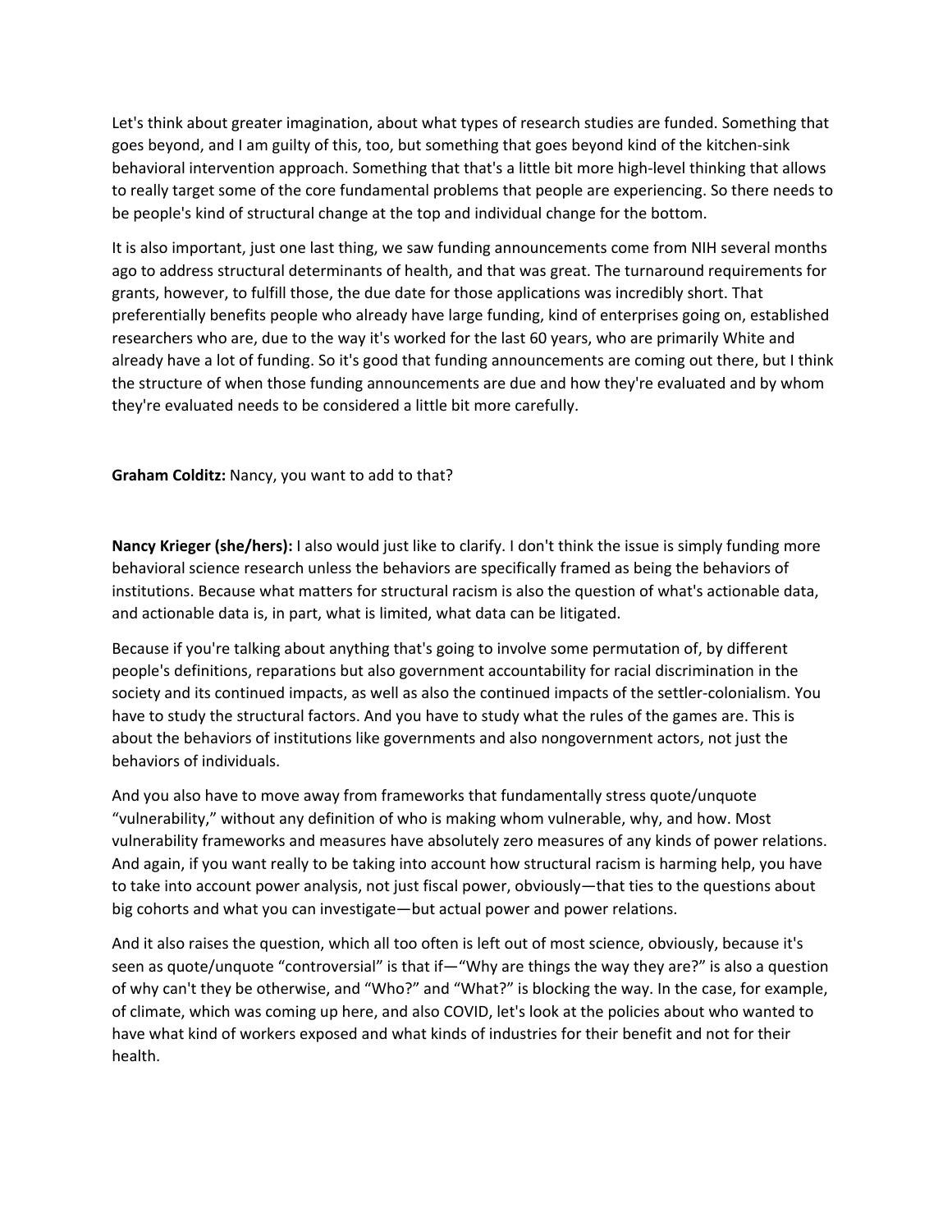Let's think about greater imagination, about what types of research studies are funded. Something that goes beyond, and I am guilty of this, too, but something that goes beyond kind of the kitchen-sink behavioral intervention approach. Something that that's a little bit more high-level thinking that allows to really target some of the core fundamental problems that people are experiencing. So there needs to be people's kind of structural change at the top and individual change for the bottom.

It is also important, just one last thing, we saw funding announcements come from NIH several months ago to address structural determinants of health, and that was great. The turnaround requirements for grants, however, to fulfill those, the due date for those applications was incredibly short. That preferentially benefits people who already have large funding, kind of enterprises going on, established researchers who are, due to the way it's worked for the last 60 years, who are primarily White and already have a lot of funding. So it's good that funding announcements are coming out there, but I think the structure of when those funding announcements are due and how they're evaluated and by whom they're evaluated needs to be considered a little bit more carefully.

**Graham Colditz:** Nancy, you want to add to that?

**Nancy Krieger (she/hers):** I also would just like to clarify. I don't think the issue is simply funding more behavioral science research unless the behaviors are specifically framed as being the behaviors of institutions. Because what matters for structural racism is also the question of what's actionable data, and actionable data is, in part, what is limited, what data can be litigated.

Because if you're talking about anything that's going to involve some permutation of, by different people's definitions, reparations but also government accountability for racial discrimination in the society and its continued impacts, as well as also the continued impacts of the settler-colonialism. You have to study the structural factors. And you have to study what the rules of the games are. This is about the behaviors of institutions like governments and also nongovernment actors, not just the behaviors of individuals.

And you also have to move away from frameworks that fundamentally stress quote/unquote "vulnerability," without any definition of who is making whom vulnerable, why, and how. Most vulnerability frameworks and measures have absolutely zero measures of any kinds of power relations. And again, if you want really to be taking into account how structural racism is harming help, you have to take into account power analysis, not just fiscal power, obviously—that ties to the questions about big cohorts and what you can investigate—but actual power and power relations.

And it also raises the question, which all too often is left out of most science, obviously, because it's seen as quote/unquote "controversial" is that if—"Why are things the way they are?" is also a question of why can't they be otherwise, and "Who?" and "What?" is blocking the way. In the case, for example, of climate, which was coming up here, and also COVID, let's look at the policies about who wanted to have what kind of workers exposed and what kinds of industries for their benefit and not for their health.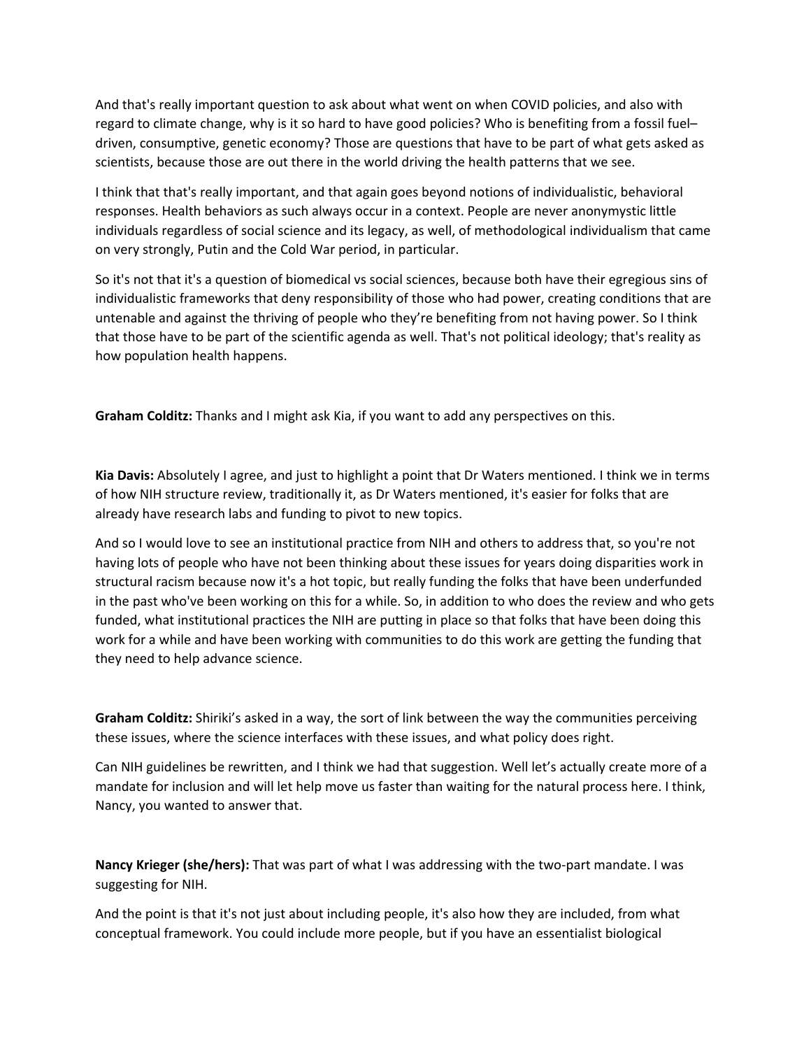And that's really important question to ask about what went on when COVID policies, and also with regard to climate change, why is it so hard to have good policies? Who is benefiting from a fossil fuel–driven, consumptive, genetic economy? Those are questions that have to be part of what gets asked as scientists, because those are out there in the world driving the health patterns that we see.

I think that that's really important, and that again goes beyond notions of individualistic, behavioral responses. Health behaviors as such always occur in a context. People are never anonymystic little individuals regardless of social science and its legacy, as well, of methodological individualism that came on very strongly, Putin and the Cold War period, in particular.

So it's not that it's a question of biomedical vs social sciences, because both have their egregious sins of individualistic frameworks that deny responsibility of those who had power, creating conditions that are untenable and against the thriving of people who they're benefiting from not having power. So I think that those have to be part of the scientific agenda as well. That's not political ideology; that's reality as how population health happens.

**Graham Colditz:** Thanks and I might ask Kia, if you want to add any perspectives on this.

**Kia Davis:** Absolutely I agree, and just to highlight a point that Dr Waters mentioned. I think we in terms of how NIH structure review, traditionally it, as Dr Waters mentioned, it's easier for folks that are already have research labs and funding to pivot to new topics.

And so I would love to see an institutional practice from NIH and others to address that, so you're not having lots of people who have not been thinking about these issues for years doing disparities work in structural racism because now it's a hot topic, but really funding the folks that have been underfunded in the past who've been working on this for a while. So, in addition to who does the review and who gets funded, what institutional practices the NIH are putting in place so that folks that have been doing this work for a while and have been working with communities to do this work are getting the funding that they need to help advance science.

**Graham Colditz:** Shiriki's asked in a way, the sort of link between the way the communities perceiving these issues, where the science interfaces with these issues, and what policy does right.

Can NIH guidelines be rewritten, and I think we had that suggestion. Well let's actually create more of a mandate for inclusion and will let help move us faster than waiting for the natural process here. I think, Nancy, you wanted to answer that.

**Nancy Krieger (she/hers):** That was part of what I was addressing with the two-part mandate. I was suggesting for NIH.

And the point is that it's not just about including people, it's also how they are included, from what conceptual framework. You could include more people, but if you have an essentialist biological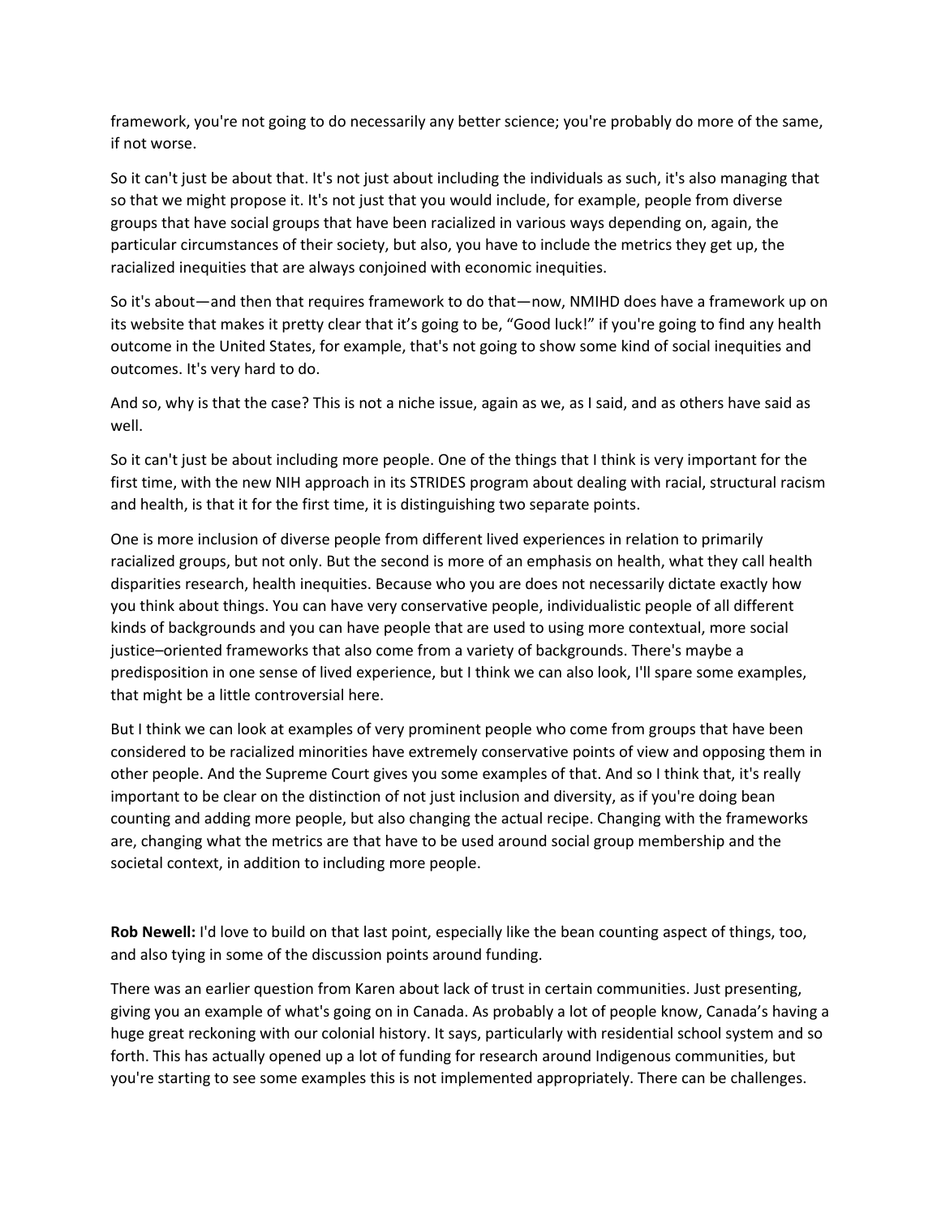framework, you're not going to do necessarily any better science; you're probably do more of the same, if not worse.

So it can't just be about that. It's not just about including the individuals as such, it's also managing that so that we might propose it. It's not just that you would include, for example, people from diverse groups that have social groups that have been racialized in various ways depending on, again, the particular circumstances of their society, but also, you have to include the metrics they get up, the racialized inequities that are always conjoined with economic inequities.

So it's about—and then that requires framework to do that—now, NMIHD does have a framework up on its website that makes it pretty clear that it's going to be, "Good luck!" if you're going to find any health outcome in the United States, for example, that's not going to show some kind of social inequities and outcomes. It's very hard to do.

And so, why is that the case? This is not a niche issue, again as we, as I said, and as others have said as well.

So it can't just be about including more people. One of the things that I think is very important for the first time, with the new NIH approach in its STRIDES program about dealing with racial, structural racism and health, is that it for the first time, it is distinguishing two separate points.

One is more inclusion of diverse people from different lived experiences in relation to primarily racialized groups, but not only. But the second is more of an emphasis on health, what they call health disparities research, health inequities. Because who you are does not necessarily dictate exactly how you think about things. You can have very conservative people, individualistic people of all different kinds of backgrounds and you can have people that are used to using more contextual, more social justice–oriented frameworks that also come from a variety of backgrounds. There's maybe a predisposition in one sense of lived experience, but I think we can also look, I'll spare some examples, that might be a little controversial here.

But I think we can look at examples of very prominent people who come from groups that have been considered to be racialized minorities have extremely conservative points of view and opposing them in other people. And the Supreme Court gives you some examples of that. And so I think that, it's really important to be clear on the distinction of not just inclusion and diversity, as if you're doing bean counting and adding more people, but also changing the actual recipe. Changing with the frameworks are, changing what the metrics are that have to be used around social group membership and the societal context, in addition to including more people.

**Rob Newell:** I'd love to build on that last point, especially like the bean counting aspect of things, too, and also tying in some of the discussion points around funding.

There was an earlier question from Karen about lack of trust in certain communities. Just presenting, giving you an example of what's going on in Canada. As probably a lot of people know, Canada's having a huge great reckoning with our colonial history. It says, particularly with residential school system and so forth. This has actually opened up a lot of funding for research around Indigenous communities, but you're starting to see some examples this is not implemented appropriately. There can be challenges.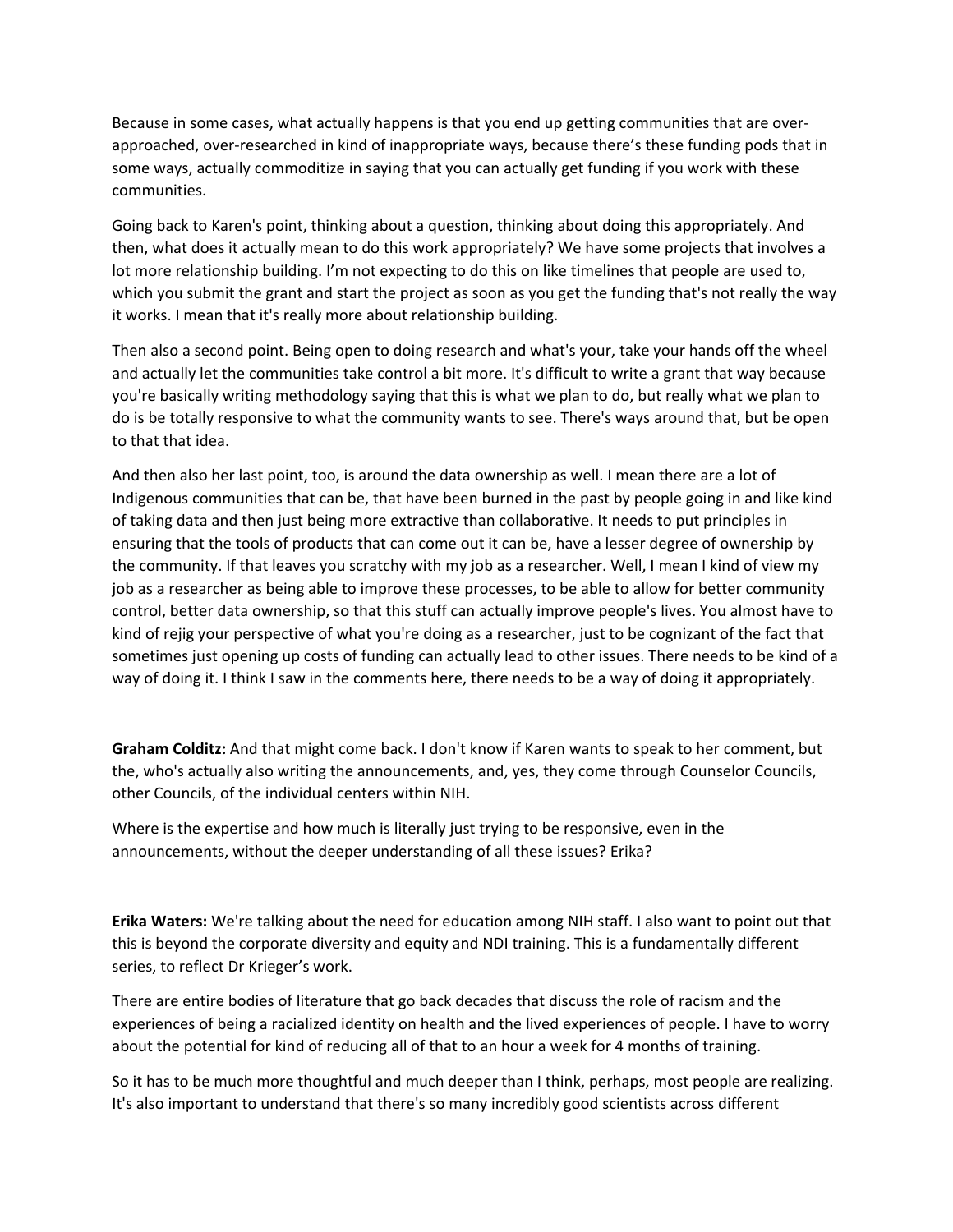Because in some cases, what actually happens is that you end up getting communities that are over-approached, over-researched in kind of inappropriate ways, because there's these funding pods that in some ways, actually commoditize in saying that you can actually get funding if you work with these communities.

Going back to Karen's point, thinking about a question, thinking about doing this appropriately. And then, what does it actually mean to do this work appropriately? We have some projects that involves a lot more relationship building. I'm not expecting to do this on like timelines that people are used to, which you submit the grant and start the project as soon as you get the funding that's not really the way it works. I mean that it's really more about relationship building.

Then also a second point. Being open to doing research and what's your, take your hands off the wheel and actually let the communities take control a bit more. It's difficult to write a grant that way because you're basically writing methodology saying that this is what we plan to do, but really what we plan to do is be totally responsive to what the community wants to see. There's ways around that, but be open to that that idea.

And then also her last point, too, is around the data ownership as well. I mean there are a lot of Indigenous communities that can be, that have been burned in the past by people going in and like kind of taking data and then just being more extractive than collaborative. It needs to put principles in ensuring that the tools of products that can come out it can be, have a lesser degree of ownership by the community. If that leaves you scratchy with my job as a researcher. Well, I mean I kind of view my job as a researcher as being able to improve these processes, to be able to allow for better community control, better data ownership, so that this stuff can actually improve people's lives. You almost have to kind of rejig your perspective of what you're doing as a researcher, just to be cognizant of the fact that sometimes just opening up costs of funding can actually lead to other issues. There needs to be kind of a way of doing it. I think I saw in the comments here, there needs to be a way of doing it appropriately.

**Graham Colditz:** And that might come back. I don't know if Karen wants to speak to her comment, but the, who's actually also writing the announcements, and, yes, they come through Counselor Councils, other Councils, of the individual centers within NIH.

Where is the expertise and how much is literally just trying to be responsive, even in the announcements, without the deeper understanding of all these issues? Erika?

**Erika Waters:** We're talking about the need for education among NIH staff. I also want to point out that this is beyond the corporate diversity and equity and NDI training. This is a fundamentally different series, to reflect Dr Krieger's work.

There are entire bodies of literature that go back decades that discuss the role of racism and the experiences of being a racialized identity on health and the lived experiences of people. I have to worry about the potential for kind of reducing all of that to an hour a week for 4 months of training.

So it has to be much more thoughtful and much deeper than I think, perhaps, most people are realizing. It's also important to understand that there's so many incredibly good scientists across different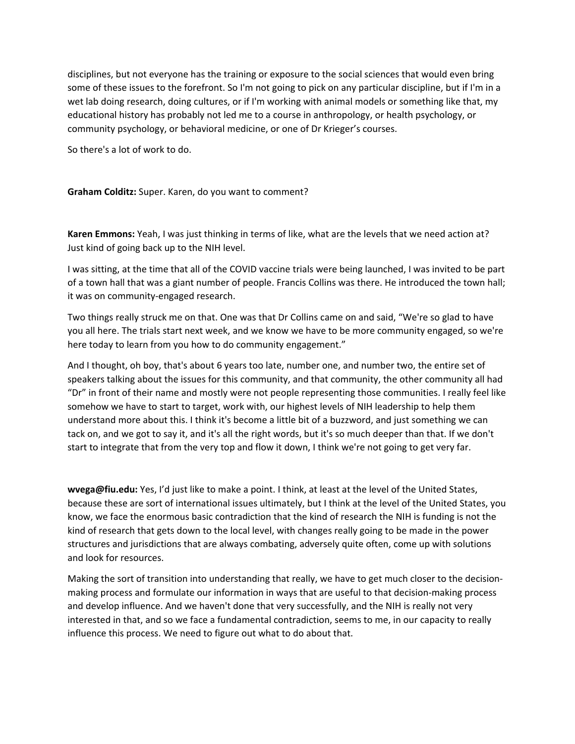disciplines, but not everyone has the training or exposure to the social sciences that would even bring some of these issues to the forefront. So I'm not going to pick on any particular discipline, but if I'm in a wet lab doing research, doing cultures, or if I'm working with animal models or something like that, my educational history has probably not led me to a course in anthropology, or health psychology, or community psychology, or behavioral medicine, or one of Dr Krieger's courses.

So there's a lot of work to do.

**Graham Colditz:** Super. Karen, do you want to comment?

**Karen Emmons:** Yeah, I was just thinking in terms of like, what are the levels that we need action at? Just kind of going back up to the NIH level.

I was sitting, at the time that all of the COVID vaccine trials were being launched, I was invited to be part of a town hall that was a giant number of people. Francis Collins was there. He introduced the town hall; it was on community-engaged research.

Two things really struck me on that. One was that Dr Collins came on and said, "We're so glad to have you all here. The trials start next week, and we know we have to be more community engaged, so we're here today to learn from you how to do community engagement."

And I thought, oh boy, that's about 6 years too late, number one, and number two, the entire set of speakers talking about the issues for this community, and that community, the other community all had "Dr" in front of their name and mostly were not people representing those communities. I really feel like somehow we have to start to target, work with, our highest levels of NIH leadership to help them understand more about this. I think it's become a little bit of a buzzword, and just something we can tack on, and we got to say it, and it's all the right words, but it's so much deeper than that. If we don't start to integrate that from the very top and flow it down, I think we're not going to get very far.

**wvega@fiu.edu:** Yes, I'd just like to make a point. I think, at least at the level of the United States, because these are sort of international issues ultimately, but I think at the level of the United States, you know, we face the enormous basic contradiction that the kind of research the NIH is funding is not the kind of research that gets down to the local level, with changes really going to be made in the power structures and jurisdictions that are always combating, adversely quite often, come up with solutions and look for resources.

Making the sort of transition into understanding that really, we have to get much closer to the decision-making process and formulate our information in ways that are useful to that decision-making process and develop influence. And we haven't done that very successfully, and the NIH is really not very interested in that, and so we face a fundamental contradiction, seems to me, in our capacity to really influence this process. We need to figure out what to do about that.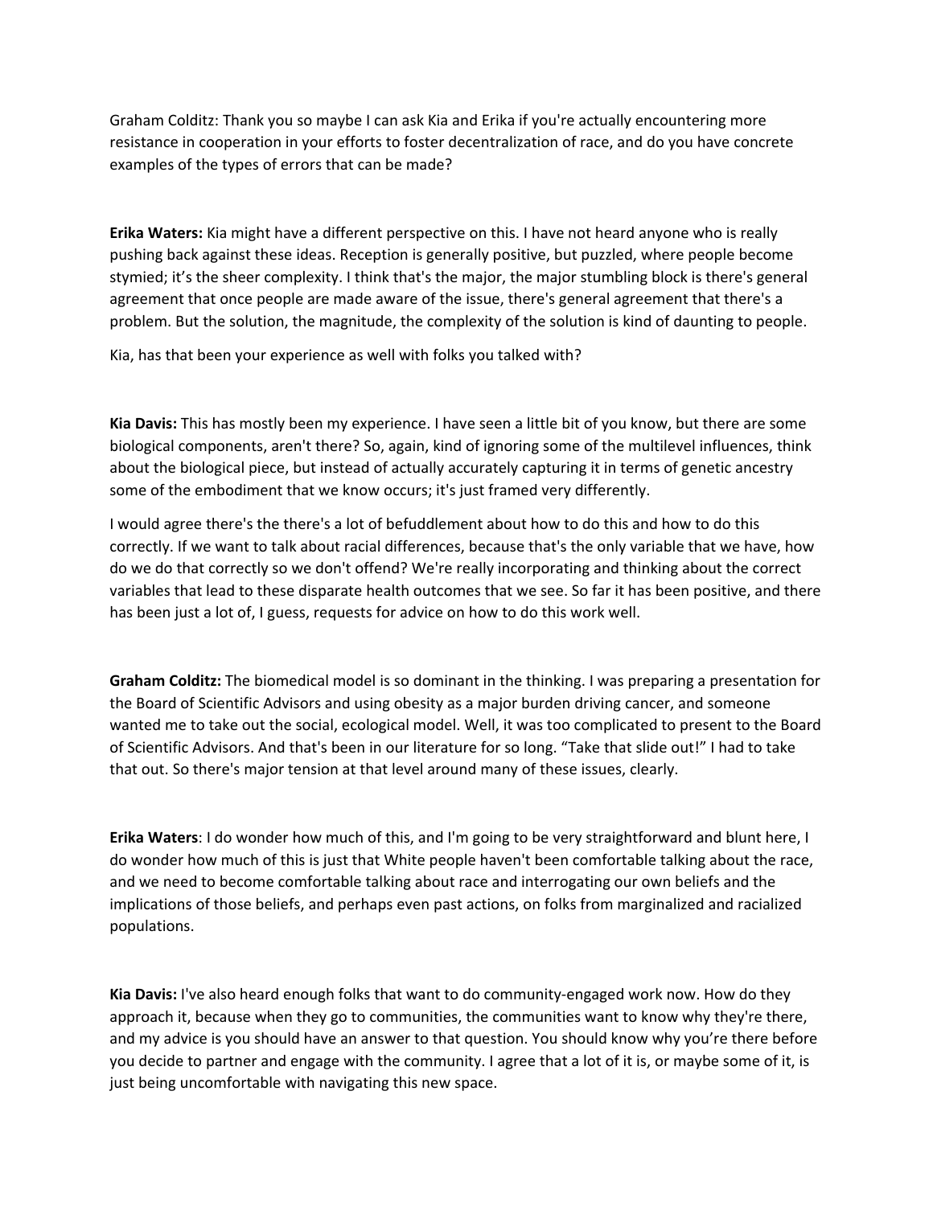Graham Colditz: Thank you so maybe I can ask Kia and Erika if you're actually encountering more resistance in cooperation in your efforts to foster decentralization of race, and do you have concrete examples of the types of errors that can be made?

**Erika Waters:** Kia might have a different perspective on this. I have not heard anyone who is really pushing back against these ideas. Reception is generally positive, but puzzled, where people become stymied; it's the sheer complexity. I think that's the major, the major stumbling block is there's general agreement that once people are made aware of the issue, there's general agreement that there's a problem. But the solution, the magnitude, the complexity of the solution is kind of daunting to people.

Kia, has that been your experience as well with folks you talked with?

**Kia Davis:** This has mostly been my experience. I have seen a little bit of you know, but there are some biological components, aren't there? So, again, kind of ignoring some of the multilevel influences, think about the biological piece, but instead of actually accurately capturing it in terms of genetic ancestry some of the embodiment that we know occurs; it's just framed very differently.

I would agree there's the there's a lot of befuddlement about how to do this and how to do this correctly. If we want to talk about racial differences, because that's the only variable that we have, how do we do that correctly so we don't offend? We're really incorporating and thinking about the correct variables that lead to these disparate health outcomes that we see. So far it has been positive, and there has been just a lot of, I guess, requests for advice on how to do this work well.

**Graham Colditz:** The biomedical model is so dominant in the thinking. I was preparing a presentation for the Board of Scientific Advisors and using obesity as a major burden driving cancer, and someone wanted me to take out the social, ecological model. Well, it was too complicated to present to the Board of Scientific Advisors. And that's been in our literature for so long. "Take that slide out!" I had to take that out. So there's major tension at that level around many of these issues, clearly.

**Erika Waters**: I do wonder how much of this, and I'm going to be very straightforward and blunt here, I do wonder how much of this is just that White people haven't been comfortable talking about the race, and we need to become comfortable talking about race and interrogating our own beliefs and the implications of those beliefs, and perhaps even past actions, on folks from marginalized and racialized populations.

**Kia Davis:** I've also heard enough folks that want to do community-engaged work now. How do they approach it, because when they go to communities, the communities want to know why they're there, and my advice is you should have an answer to that question. You should know why you're there before you decide to partner and engage with the community. I agree that a lot of it is, or maybe some of it, is just being uncomfortable with navigating this new space.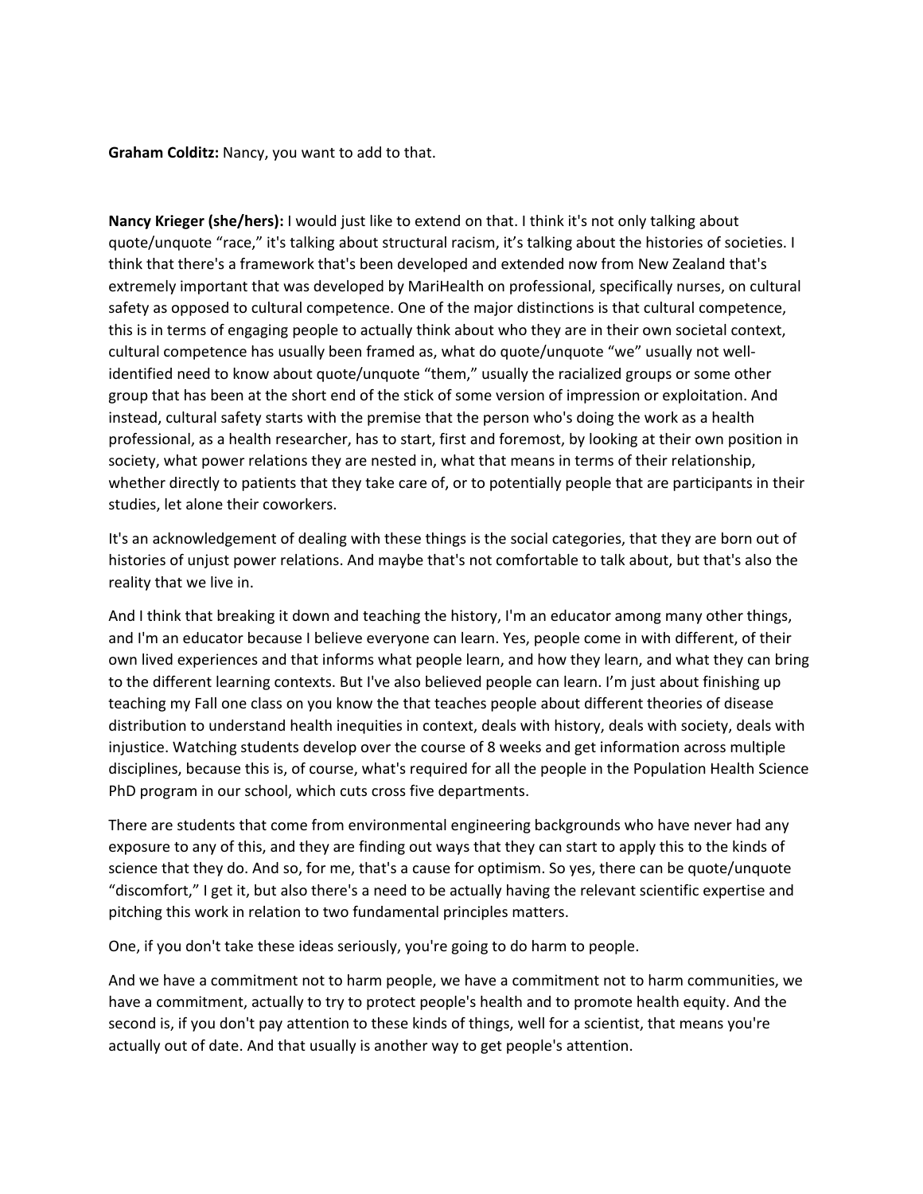**Graham Colditz:** Nancy, you want to add to that.

**Nancy Krieger (she/hers):** I would just like to extend on that. I think it's not only talking about quote/unquote "race," it's talking about structural racism, it's talking about the histories of societies. I think that there's a framework that's been developed and extended now from New Zealand that's extremely important that was developed by MariHealth on professional, specifically nurses, on cultural safety as opposed to cultural competence. One of the major distinctions is that cultural competence, this is in terms of engaging people to actually think about who they are in their own societal context, cultural competence has usually been framed as, what do quote/unquote "we" usually not well-identified need to know about quote/unquote "them," usually the racialized groups or some other group that has been at the short end of the stick of some version of impression or exploitation. And instead, cultural safety starts with the premise that the person who's doing the work as a health professional, as a health researcher, has to start, first and foremost, by looking at their own position in society, what power relations they are nested in, what that means in terms of their relationship, whether directly to patients that they take care of, or to potentially people that are participants in their studies, let alone their coworkers.

It's an acknowledgement of dealing with these things is the social categories, that they are born out of histories of unjust power relations. And maybe that's not comfortable to talk about, but that's also the reality that we live in.

And I think that breaking it down and teaching the history, I'm an educator among many other things, and I'm an educator because I believe everyone can learn. Yes, people come in with different, of their own lived experiences and that informs what people learn, and how they learn, and what they can bring to the different learning contexts. But I've also believed people can learn. I'm just about finishing up teaching my Fall one class on you know the that teaches people about different theories of disease distribution to understand health inequities in context, deals with history, deals with society, deals with injustice. Watching students develop over the course of 8 weeks and get information across multiple disciplines, because this is, of course, what's required for all the people in the Population Health Science PhD program in our school, which cuts cross five departments.

There are students that come from environmental engineering backgrounds who have never had any exposure to any of this, and they are finding out ways that they can start to apply this to the kinds of science that they do. And so, for me, that's a cause for optimism. So yes, there can be quote/unquote "discomfort," I get it, but also there's a need to be actually having the relevant scientific expertise and pitching this work in relation to two fundamental principles matters.

One, if you don't take these ideas seriously, you're going to do harm to people.

And we have a commitment not to harm people, we have a commitment not to harm communities, we have a commitment, actually to try to protect people's health and to promote health equity. And the second is, if you don't pay attention to these kinds of things, well for a scientist, that means you're actually out of date. And that usually is another way to get people's attention.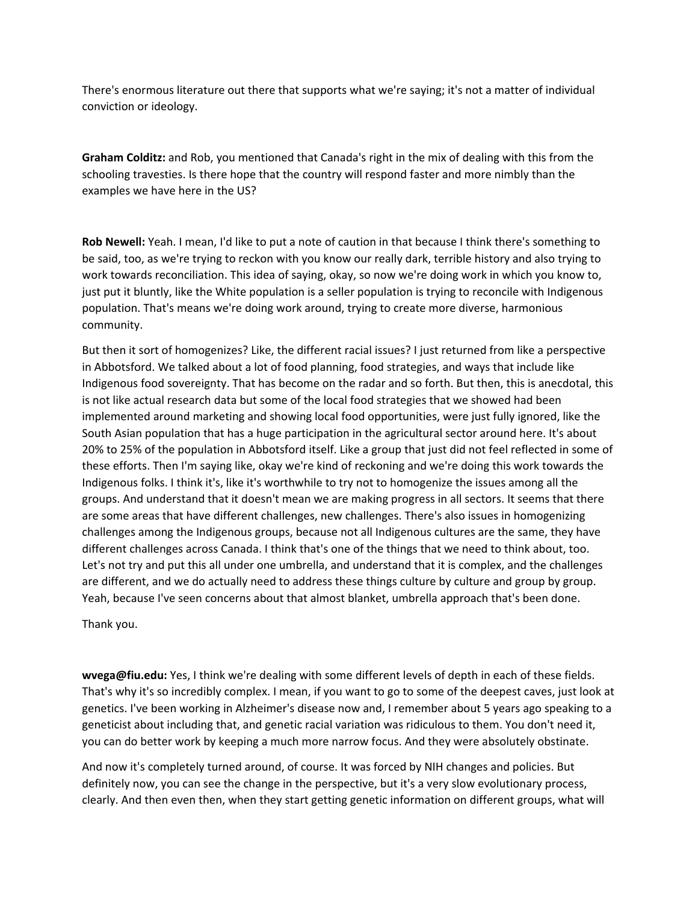There's enormous literature out there that supports what we're saying; it's not a matter of individual conviction or ideology.

**Graham Colditz:** and Rob, you mentioned that Canada's right in the mix of dealing with this from the schooling travesties. Is there hope that the country will respond faster and more nimbly than the examples we have here in the US?

**Rob Newell:** Yeah. I mean, I'd like to put a note of caution in that because I think there's something to be said, too, as we're trying to reckon with you know our really dark, terrible history and also trying to work towards reconciliation. This idea of saying, okay, so now we're doing work in which you know to, just put it bluntly, like the White population is a seller population is trying to reconcile with Indigenous population. That's means we're doing work around, trying to create more diverse, harmonious community.

But then it sort of homogenizes? Like, the different racial issues? I just returned from like a perspective in Abbotsford. We talked about a lot of food planning, food strategies, and ways that include like Indigenous food sovereignty. That has become on the radar and so forth. But then, this is anecdotal, this is not like actual research data but some of the local food strategies that we showed had been implemented around marketing and showing local food opportunities, were just fully ignored, like the South Asian population that has a huge participation in the agricultural sector around here. It's about 20% to 25% of the population in Abbotsford itself. Like a group that just did not feel reflected in some of these efforts. Then I'm saying like, okay we're kind of reckoning and we're doing this work towards the Indigenous folks. I think it's, like it's worthwhile to try not to homogenize the issues among all the groups. And understand that it doesn't mean we are making progress in all sectors. It seems that there are some areas that have different challenges, new challenges. There's also issues in homogenizing challenges among the Indigenous groups, because not all Indigenous cultures are the same, they have different challenges across Canada. I think that's one of the things that we need to think about, too. Let's not try and put this all under one umbrella, and understand that it is complex, and the challenges are different, and we do actually need to address these things culture by culture and group by group. Yeah, because I've seen concerns about that almost blanket, umbrella approach that's been done.

Thank you.

**wvega@fiu.edu:** Yes, I think we're dealing with some different levels of depth in each of these fields. That's why it's so incredibly complex. I mean, if you want to go to some of the deepest caves, just look at genetics. I've been working in Alzheimer's disease now and, I remember about 5 years ago speaking to a geneticist about including that, and genetic racial variation was ridiculous to them. You don't need it, you can do better work by keeping a much more narrow focus. And they were absolutely obstinate.

And now it's completely turned around, of course. It was forced by NIH changes and policies. But definitely now, you can see the change in the perspective, but it's a very slow evolutionary process, clearly. And then even then, when they start getting genetic information on different groups, what will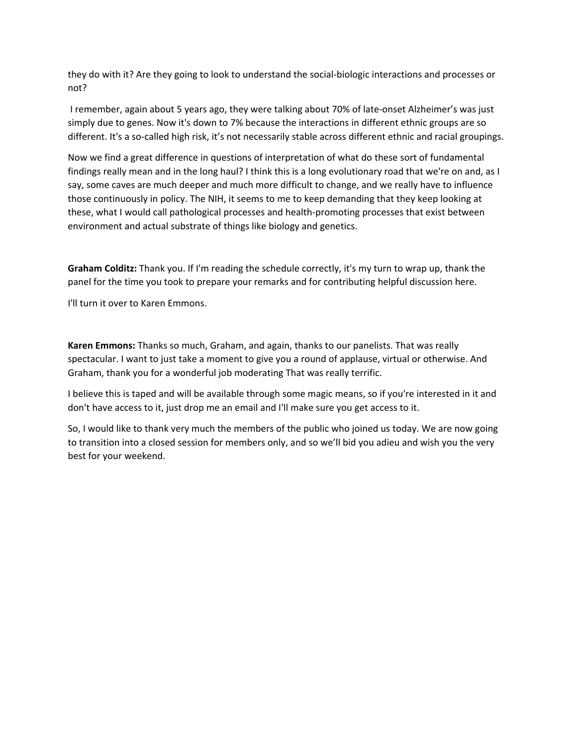they do with it? Are they going to look to understand the social-biologic interactions and processes or not?

I remember, again about 5 years ago, they were talking about 70% of late-onset Alzheimer's was just simply due to genes. Now it's down to 7% because the interactions in different ethnic groups are so different. It's a so-called high risk, it's not necessarily stable across different ethnic and racial groupings.

Now we find a great difference in questions of interpretation of what do these sort of fundamental findings really mean and in the long haul? I think this is a long evolutionary road that we're on and, as I say, some caves are much deeper and much more difficult to change, and we really have to influence those continuously in policy. The NIH, it seems to me to keep demanding that they keep looking at these, what I would call pathological processes and health-promoting processes that exist between environment and actual substrate of things like biology and genetics.

**Graham Colditz:** Thank you. If I'm reading the schedule correctly, it's my turn to wrap up, thank the panel for the time you took to prepare your remarks and for contributing helpful discussion here.

I'll turn it over to Karen Emmons.

**Karen Emmons:** Thanks so much, Graham, and again, thanks to our panelists. That was really spectacular. I want to just take a moment to give you a round of applause, virtual or otherwise. And Graham, thank you for a wonderful job moderating That was really terrific.

I believe this is taped and will be available through some magic means, so if you're interested in it and don't have access to it, just drop me an email and I'll make sure you get access to it.

So, I would like to thank very much the members of the public who joined us today. We are now going to transition into a closed session for members only, and so we'll bid you adieu and wish you the very best for your weekend.